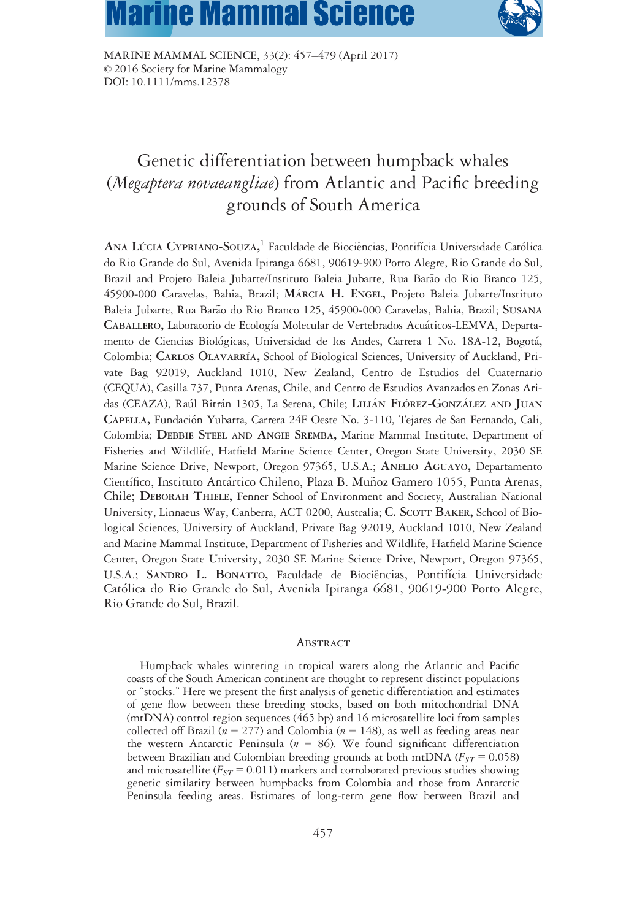MARINE MAMMAL SCIENCE, 33(2): 457–479 (April 2017)
© 2016 Society for Marine Mammalogy
DOI: 10.1111/mms.12378

# Genetic differentiation between humpback whales (*Megaptera novaeangliae*) from Atlantic and Pacific breeding grounds of South America

**Ana Lúcia Cypriano-Souza,**[1] Faculdade de Biociências, Pontifícia Universidade Católica do Rio Grande do Sul, Avenida Ipiranga 6681, 90619-900 Porto Alegre, Rio Grande do Sul, Brazil and Projeto Baleia Jubarte/Instituto Baleia Jubarte, Rua Barão do Rio Branco 125, 45900-000 Caravelas, Bahia, Brazil; **Márcia H. Engel,** Projeto Baleia Jubarte/Instituto Baleia Jubarte, Rua Barão do Rio Branco 125, 45900-000 Caravelas, Bahia, Brazil; **Susana Caballero,** Laboratorio de Ecología Molecular de Vertebrados Acuáticos-LEMVA, Departamento de Ciencias Biológicas, Universidad de los Andes, Carrera 1 No. 18A-12, Bogotá, Colombia; **Carlos Olavarría,** School of Biological Sciences, University of Auckland, Private Bag 92019, Auckland 1010, New Zealand, Centro de Estudios del Cuaternario (CEQUA), Casilla 737, Punta Arenas, Chile, and Centro de Estudios Avanzados en Zonas Aridas (CEAZA), Raúl Bitrán 1305, La Serena, Chile; **Lilián Flórez-González** and **Juan Capella,** Fundación Yubarta, Carrera 24F Oeste No. 3-110, Tejares de San Fernando, Cali, Colombia; **Debbie Steel** and **Angie Sremba,** Marine Mammal Institute, Department of Fisheries and Wildlife, Hatfield Marine Science Center, Oregon State University, 2030 SE Marine Science Drive, Newport, Oregon 97365, U.S.A.; **Anelio Aguayo,** Departamento Científico, Instituto Antártico Chileno, Plaza B. Muñoz Gamero 1055, Punta Arenas, Chile; **Deborah Thiele,** Fenner School of Environment and Society, Australian National University, Linnaeus Way, Canberra, ACT 0200, Australia; **C. Scott Baker,** School of Biological Sciences, University of Auckland, Private Bag 92019, Auckland 1010, New Zealand and Marine Mammal Institute, Department of Fisheries and Wildlife, Hatfield Marine Science Center, Oregon State University, 2030 SE Marine Science Drive, Newport, Oregon 97365, U.S.A.; **Sandro L. Bonatto,** Faculdade de Biociências, Pontifícia Universidade Católica do Rio Grande do Sul, Avenida Ipiranga 6681, 90619-900 Porto Alegre, Rio Grande do Sul, Brazil.

## Abstract

Humpback whales wintering in tropical waters along the Atlantic and Pacific coasts of the South American continent are thought to represent distinct populations or "stocks." Here we present the first analysis of genetic differentiation and estimates of gene flow between these breeding stocks, based on both mitochondrial DNA (mtDNA) control region sequences (465 bp) and 16 microsatellite loci from samples collected off Brazil ($n$ = 277) and Colombia ($n$ = 148), as well as feeding areas near the western Antarctic Peninsula ($n$ = 86). We found significant differentiation between Brazilian and Colombian breeding grounds at both mtDNA ($F_{ST}$ = 0.058) and microsatellite ($F_{ST}$ = 0.011) markers and corroborated previous studies showing genetic similarity between humpbacks from Colombia and those from Antarctic Peninsula feeding areas. Estimates of long-term gene flow between Brazil and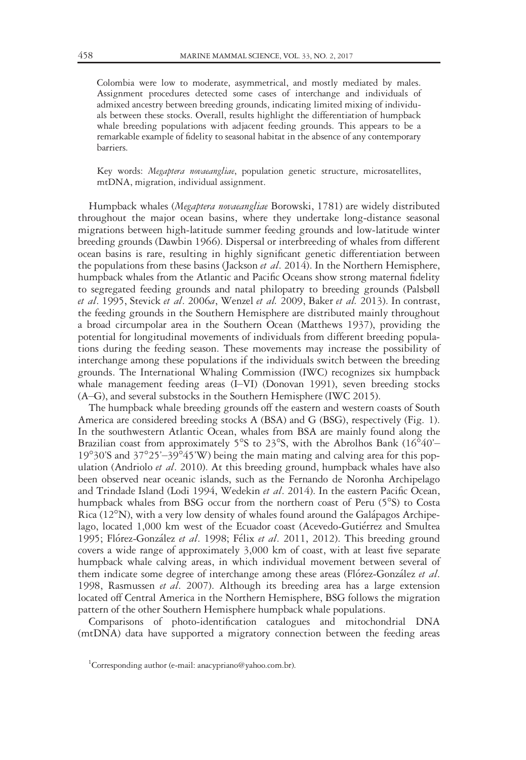Colombia were low to moderate, asymmetrical, and mostly mediated by males. Assignment procedures detected some cases of interchange and individuals of admixed ancestry between breeding grounds, indicating limited mixing of individuals between these stocks. Overall, results highlight the differentiation of humpback whale breeding populations with adjacent feeding grounds. This appears to be a remarkable example of fidelity to seasonal habitat in the absence of any contemporary barriers.

Key words: *Megaptera novaeangliae*, population genetic structure, microsatellites, mtDNA, migration, individual assignment.

Humpback whales (*Megaptera novaeangliae* Borowski, 1781) are widely distributed throughout the major ocean basins, where they undertake long-distance seasonal migrations between high-latitude summer feeding grounds and low-latitude winter breeding grounds (Dawbin 1966). Dispersal or interbreeding of whales from different ocean basins is rare, resulting in highly significant genetic differentiation between the populations from these basins (Jackson *et al*. 2014). In the Northern Hemisphere, humpback whales from the Atlantic and Pacific Oceans show strong maternal fidelity to segregated feeding grounds and natal philopatry to breeding grounds (Palsbøll *et al*. 1995, Stevick *et al*. 2006*a*, Wenzel *et al.* 2009, Baker *et al.* 2013). In contrast, the feeding grounds in the Southern Hemisphere are distributed mainly throughout a broad circumpolar area in the Southern Ocean (Matthews 1937), providing the potential for longitudinal movements of individuals from different breeding populations during the feeding season. These movements may increase the possibility of interchange among these populations if the individuals switch between the breeding grounds. The International Whaling Commission (IWC) recognizes six humpback whale management feeding areas (I–VI) (Donovan 1991), seven breeding stocks (A–G), and several substocks in the Southern Hemisphere (IWC 2015).

The humpback whale breeding grounds off the eastern and western coasts of South America are considered breeding stocks A (BSA) and G (BSG), respectively (Fig. 1). In the southwestern Atlantic Ocean, whales from BSA are mainly found along the Brazilian coast from approximately 5°S to 23°S, with the Abrolhos Bank (16°40'–19°30'S and 37°25'–39°45'W) being the main mating and calving area for this population (Andriolo *et al*. 2010). At this breeding ground, humpback whales have also been observed near oceanic islands, such as the Fernando de Noronha Archipelago and Trindade Island (Lodi 1994, Wedekin *et al*. 2014). In the eastern Pacific Ocean, humpback whales from BSG occur from the northern coast of Peru (5°S) to Costa Rica (12°N), with a very low density of whales found around the Galápagos Archipelago, located 1,000 km west of the Ecuador coast (Acevedo-Gutiérrez and Smultea 1995; Flórez-González *et al*. 1998; Félix *et al*. 2011, 2012). This breeding ground covers a wide range of approximately 3,000 km of coast, with at least five separate humpback whale calving areas, in which individual movement between several of them indicate some degree of interchange among these areas (Flórez-González *et al*. 1998, Rasmussen *et al*. 2007). Although its breeding area has a large extension located off Central America in the Northern Hemisphere, BSG follows the migration pattern of the other Southern Hemisphere humpback whale populations.

Comparisons of photo-identification catalogues and mitochondrial DNA (mtDNA) data have supported a migratory connection between the feeding areas

[1]Corresponding author (e-mail: anacypriano@yahoo.com.br).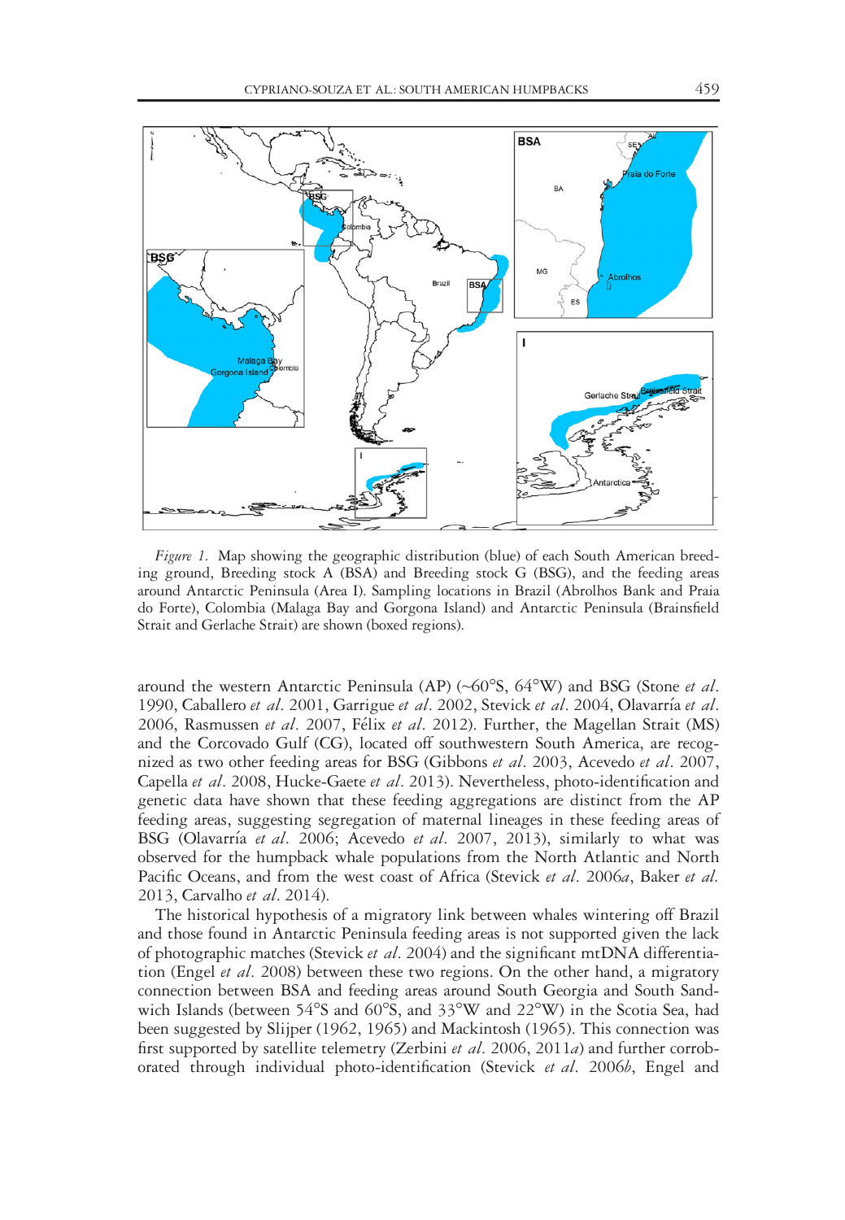N

BSG

Colombia

BSG

Malaga Bay
Gorgona Island
Colombia

Brazil

BSA

BSA

AL
SE
Praia do Forte
BA
MG
Abrolhos
ES

I

I

Gerlache Strait
Brainsfield Strait
Antarctica

*Figure 1.* Map showing the geographic distribution (blue) of each South American breeding ground, Breeding stock A (BSA) and Breeding stock G (BSG), and the feeding areas around Antarctic Peninsula (Area I). Sampling locations in Brazil (Abrolhos Bank and Praia do Forte), Colombia (Malaga Bay and Gorgona Island) and Antarctic Peninsula (Brainsfield Strait and Gerlache Strait) are shown (boxed regions).

around the western Antarctic Peninsula (AP) (~60°S, 64°W) and BSG (Stone *et al.* 1990, Caballero *et al.* 2001, Garrigue *et al.* 2002, Stevick *et al.* 2004, Olavarría *et al.* 2006, Rasmussen *et al.* 2007, Félix *et al.* 2012). Further, the Magellan Strait (MS) and the Corcovado Gulf (CG), located off southwestern South America, are recognized as two other feeding areas for BSG (Gibbons *et al.* 2003, Acevedo *et al.* 2007, Capella *et al.* 2008, Hucke-Gaete *et al.* 2013). Nevertheless, photo-identification and genetic data have shown that these feeding aggregations are distinct from the AP feeding areas, suggesting segregation of maternal lineages in these feeding areas of BSG (Olavarría *et al.* 2006; Acevedo *et al.* 2007, 2013), similarly to what was observed for the humpback whale populations from the North Atlantic and North Pacific Oceans, and from the west coast of Africa (Stevick *et al.* 2006*a*, Baker *et al.* 2013, Carvalho *et al.* 2014).

The historical hypothesis of a migratory link between whales wintering off Brazil and those found in Antarctic Peninsula feeding areas is not supported given the lack of photographic matches (Stevick *et al.* 2004) and the significant mtDNA differentiation (Engel *et al.* 2008) between these two regions. On the other hand, a migratory connection between BSA and feeding areas around South Georgia and South Sandwich Islands (between 54°S and 60°S, and 33°W and 22°W) in the Scotia Sea, had been suggested by Slijper (1962, 1965) and Mackintosh (1965). This connection was first supported by satellite telemetry (Zerbini *et al.* 2006, 2011*a*) and further corroborated through individual photo-identification (Stevick *et al.* 2006*b*, Engel and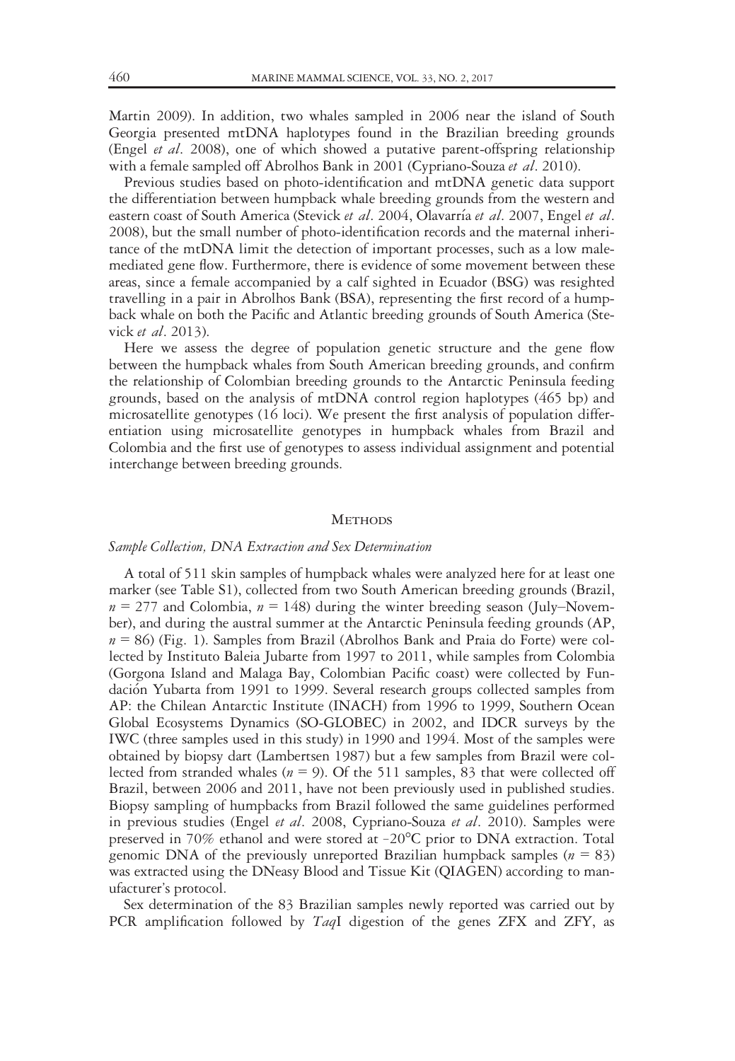Martin 2009). In addition, two whales sampled in 2006 near the island of South Georgia presented mtDNA haplotypes found in the Brazilian breeding grounds (Engel *et al*. 2008), one of which showed a putative parent-offspring relationship with a female sampled off Abrolhos Bank in 2001 (Cypriano-Souza *et al*. 2010).

Previous studies based on photo-identification and mtDNA genetic data support the differentiation between humpback whale breeding grounds from the western and eastern coast of South America (Stevick *et al*. 2004, Olavarría *et al*. 2007, Engel *et al*. 2008), but the small number of photo-identification records and the maternal inheritance of the mtDNA limit the detection of important processes, such as a low male-mediated gene flow. Furthermore, there is evidence of some movement between these areas, since a female accompanied by a calf sighted in Ecuador (BSG) was resighted travelling in a pair in Abrolhos Bank (BSA), representing the first record of a humpback whale on both the Pacific and Atlantic breeding grounds of South America (Stevick *et al*. 2013).

Here we assess the degree of population genetic structure and the gene flow between the humpback whales from South American breeding grounds, and confirm the relationship of Colombian breeding grounds to the Antarctic Peninsula feeding grounds, based on the analysis of mtDNA control region haplotypes (465 bp) and microsatellite genotypes (16 loci). We present the first analysis of population differentiation using microsatellite genotypes in humpback whales from Brazil and Colombia and the first use of genotypes to assess individual assignment and potential interchange between breeding grounds.

## Methods

### *Sample Collection, DNA Extraction and Sex Determination*

A total of 511 skin samples of humpback whales were analyzed here for at least one marker (see Table S1), collected from two South American breeding grounds (Brazil, $n = 277$ and Colombia, $n = 148$) during the winter breeding season (July–November), and during the austral summer at the Antarctic Peninsula feeding grounds (AP, $n = 86$) (Fig. 1). Samples from Brazil (Abrolhos Bank and Praia do Forte) were collected by Instituto Baleia Jubarte from 1997 to 2011, while samples from Colombia (Gorgona Island and Malaga Bay, Colombian Pacific coast) were collected by Fundación Yubarta from 1991 to 1999. Several research groups collected samples from AP: the Chilean Antarctic Institute (INACH) from 1996 to 1999, Southern Ocean Global Ecosystems Dynamics (SO-GLOBEC) in 2002, and IDCR surveys by the IWC (three samples used in this study) in 1990 and 1994. Most of the samples were obtained by biopsy dart (Lambertsen 1987) but a few samples from Brazil were collected from stranded whales ($n = 9$). Of the 511 samples, 83 that were collected off Brazil, between 2006 and 2011, have not been previously used in published studies. Biopsy sampling of humpbacks from Brazil followed the same guidelines performed in previous studies (Engel *et al*. 2008, Cypriano-Souza *et al*. 2010). Samples were preserved in 70% ethanol and were stored at −20°C prior to DNA extraction. Total genomic DNA of the previously unreported Brazilian humpback samples ($n = 83$) was extracted using the DNeasy Blood and Tissue Kit (QIAGEN) according to manufacturer's protocol.

Sex determination of the 83 Brazilian samples newly reported was carried out by PCR amplification followed by *Taq*I digestion of the genes ZFX and ZFY, as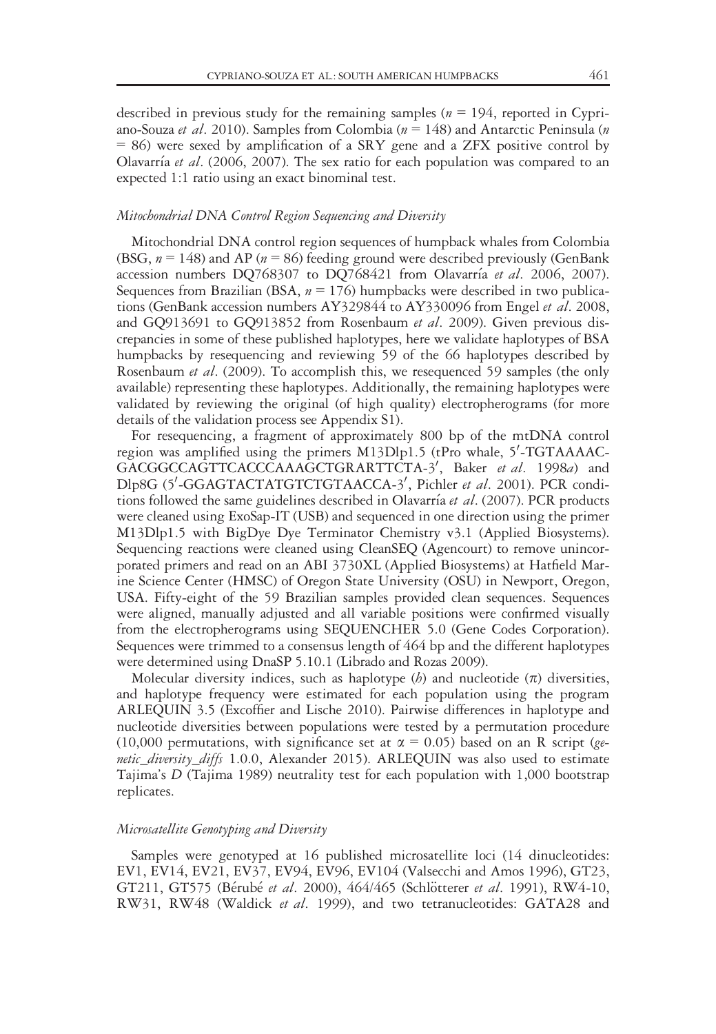described in previous study for the remaining samples ($n = 194$, reported in Cypriano-Souza *et al*. 2010). Samples from Colombia ($n = 148$) and Antarctic Peninsula ($n = 86$) were sexed by amplification of a SRY gene and a ZFX positive control by Olavarría *et al*. (2006, 2007). The sex ratio for each population was compared to an expected 1:1 ratio using an exact binominal test.

### *Mitochondrial DNA Control Region Sequencing and Diversity*

Mitochondrial DNA control region sequences of humpback whales from Colombia (BSG, $n = 148$) and AP ($n = 86$) feeding ground were described previously (GenBank accession numbers DQ768307 to DQ768421 from Olavarría *et al*. 2006, 2007). Sequences from Brazilian (BSA, $n = 176$) humpbacks were described in two publications (GenBank accession numbers AY329844 to AY330096 from Engel *et al*. 2008, and GQ913691 to GQ913852 from Rosenbaum *et al*. 2009). Given previous discrepancies in some of these published haplotypes, here we validate haplotypes of BSA humpbacks by resequencing and reviewing 59 of the 66 haplotypes described by Rosenbaum *et al*. (2009). To accomplish this, we resequenced 59 samples (the only available) representing these haplotypes. Additionally, the remaining haplotypes were validated by reviewing the original (of high quality) electropherograms (for more details of the validation process see Appendix S1).

For resequencing, a fragment of approximately 800 bp of the mtDNA control region was amplified using the primers M13Dlp1.5 (tPro whale, 5′-TGTAAAACGACGGCCAGTTCACCCAAAGCTGRARTTCTA-3′, Baker *et al*. 1998*a*) and Dlp8G (5′-GGAGTACTATGTCTGTAACCA-3′, Pichler *et al*. 2001). PCR conditions followed the same guidelines described in Olavarría *et al*. (2007). PCR products were cleaned using ExoSap-IT (USB) and sequenced in one direction using the primer M13Dlp1.5 with BigDye Dye Terminator Chemistry v3.1 (Applied Biosystems). Sequencing reactions were cleaned using CleanSEQ (Agencourt) to remove unincorporated primers and read on an ABI 3730XL (Applied Biosystems) at Hatfield Marine Science Center (HMSC) of Oregon State University (OSU) in Newport, Oregon, USA. Fifty-eight of the 59 Brazilian samples provided clean sequences. Sequences were aligned, manually adjusted and all variable positions were confirmed visually from the electropherograms using SEQUENCHER 5.0 (Gene Codes Corporation). Sequences were trimmed to a consensus length of 464 bp and the different haplotypes were determined using DnaSP 5.10.1 (Librado and Rozas 2009).

Molecular diversity indices, such as haplotype ($h$) and nucleotide ($\pi$) diversities, and haplotype frequency were estimated for each population using the program ARLEQUIN 3.5 (Excoffier and Lische 2010). Pairwise differences in haplotype and nucleotide diversities between populations were tested by a permutation procedure (10,000 permutations, with significance set at $\alpha = 0.05$) based on an R script (*genetic_diversity_diffs* 1.0.0, Alexander 2015). ARLEQUIN was also used to estimate Tajima's $D$ (Tajima 1989) neutrality test for each population with 1,000 bootstrap replicates.

### *Microsatellite Genotyping and Diversity*

Samples were genotyped at 16 published microsatellite loci (14 dinucleotides: EV1, EV14, EV21, EV37, EV94, EV96, EV104 (Valsecchi and Amos 1996), GT23, GT211, GT575 (Bérubé *et al*. 2000), 464/465 (Schlötterer *et al*. 1991), RW4-10, RW31, RW48 (Waldick *et al*. 1999), and two tetranucleotides: GATA28 and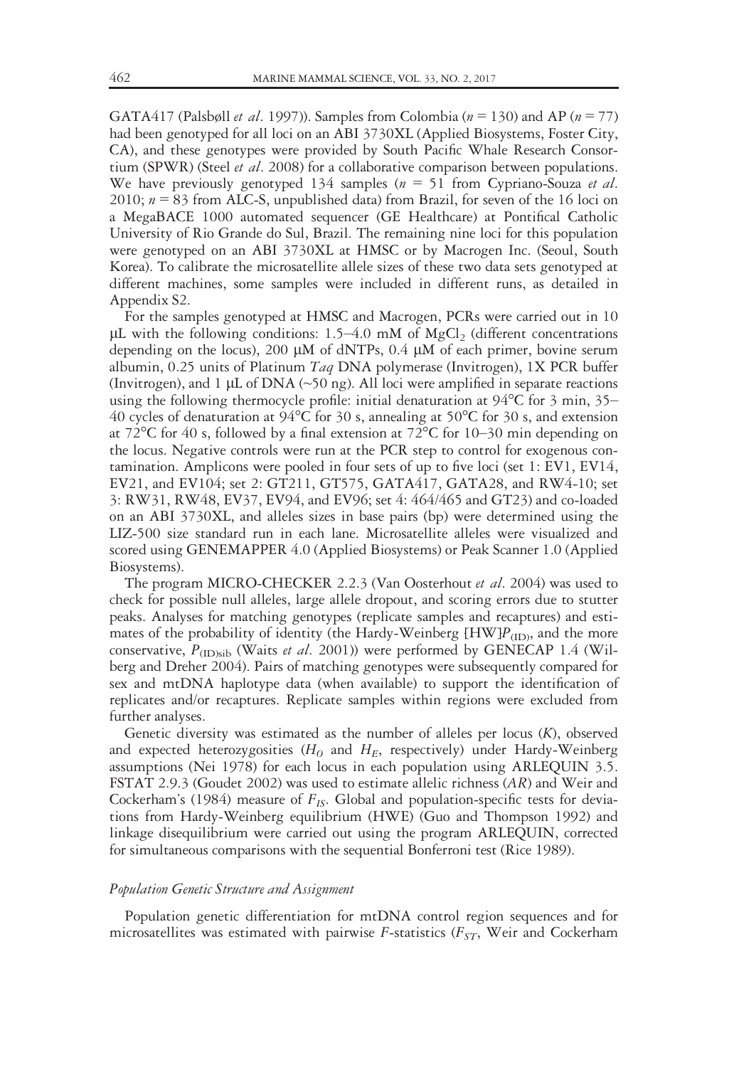GATA417 (Palsbøll *et al*. 1997)). Samples from Colombia ($n = 130$) and AP ($n = 77$) had been genotyped for all loci on an ABI 3730XL (Applied Biosystems, Foster City, CA), and these genotypes were provided by South Pacific Whale Research Consortium (SPWR) (Steel *et al*. 2008) for a collaborative comparison between populations. We have previously genotyped 134 samples ($n = 51$ from Cypriano-Souza *et al*. 2010; $n = 83$ from ALC-S, unpublished data) from Brazil, for seven of the 16 loci on a MegaBACE 1000 automated sequencer (GE Healthcare) at Pontifical Catholic University of Rio Grande do Sul, Brazil. The remaining nine loci for this population were genotyped on an ABI 3730XL at HMSC or by Macrogen Inc. (Seoul, South Korea). To calibrate the microsatellite allele sizes of these two data sets genotyped at different machines, some samples were included in different runs, as detailed in Appendix S2.

For the samples genotyped at HMSC and Macrogen, PCRs were carried out in 10 μL with the following conditions: 1.5–4.0 mM of $MgCl_2$ (different concentrations depending on the locus), 200 μM of dNTPs, 0.4 μM of each primer, bovine serum albumin, 0.25 units of Platinum *Taq* DNA polymerase (Invitrogen), 1X PCR buffer (Invitrogen), and 1 μL of DNA (~50 ng). All loci were amplified in separate reactions using the following thermocycle profile: initial denaturation at 94°C for 3 min, 35–40 cycles of denaturation at 94°C for 30 s, annealing at 50°C for 30 s, and extension at 72°C for 40 s, followed by a final extension at 72°C for 10–30 min depending on the locus. Negative controls were run at the PCR step to control for exogenous contamination. Amplicons were pooled in four sets of up to five loci (set 1: EV1, EV14, EV21, and EV104; set 2: GT211, GT575, GATA417, GATA28, and RW4-10; set 3: RW31, RW48, EV37, EV94, and EV96; set 4: 464/465 and GT23) and co-loaded on an ABI 3730XL, and alleles sizes in base pairs (bp) were determined using the LIZ-500 size standard run in each lane. Microsatellite alleles were visualized and scored using GENEMAPPER 4.0 (Applied Biosystems) or Peak Scanner 1.0 (Applied Biosystems).

The program MICRO-CHECKER 2.2.3 (Van Oosterhout *et al*. 2004) was used to check for possible null alleles, large allele dropout, and scoring errors due to stutter peaks. Analyses for matching genotypes (replicate samples and recaptures) and estimates of the probability of identity (the Hardy-Weinberg {HW}$P_{(ID)}$, and the more conservative, $P_{(ID)sib}$ (Waits *et al*. 2001)) were performed by GENECAP 1.4 (Wilberg and Dreher 2004). Pairs of matching genotypes were subsequently compared for sex and mtDNA haplotype data (when available) to support the identification of replicates and/or recaptures. Replicate samples within regions were excluded from further analyses.

Genetic diversity was estimated as the number of alleles per locus ($K$), observed and expected heterozygosities ($H_O$ and $H_E$, respectively) under Hardy-Weinberg assumptions (Nei 1978) for each locus in each population using ARLEQUIN 3.5. FSTAT 2.9.3 (Goudet 2002) was used to estimate allelic richness ($AR$) and Weir and Cockerham's (1984) measure of $F_{IS}$. Global and population-specific tests for deviations from Hardy-Weinberg equilibrium (HWE) (Guo and Thompson 1992) and linkage disequilibrium were carried out using the program ARLEQUIN, corrected for simultaneous comparisons with the sequential Bonferroni test (Rice 1989).

### *Population Genetic Structure and Assignment*

Population genetic differentiation for mtDNA control region sequences and for microsatellites was estimated with pairwise $F$-statistics ($F_{ST}$, Weir and Cockerham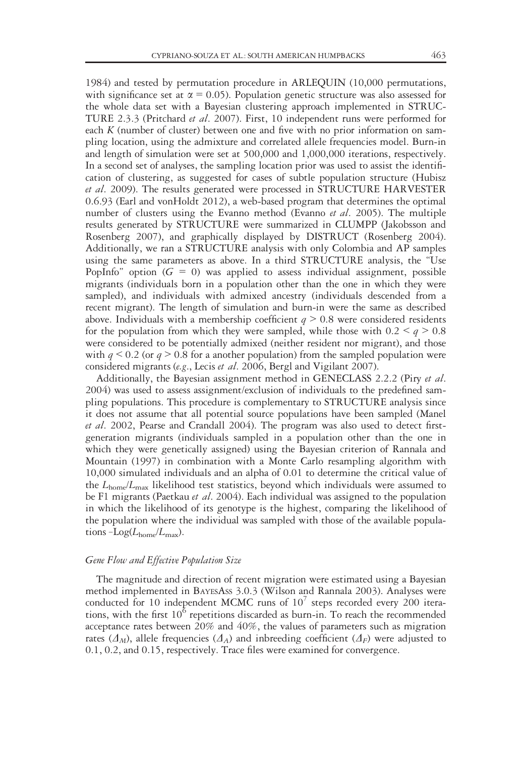1984) and tested by permutation procedure in ARLEQUIN (10,000 permutations, with significance set at $\alpha = 0.05$). Population genetic structure was also assessed for the whole data set with a Bayesian clustering approach implemented in STRUCTURE 2.3.3 (Pritchard *et al*. 2007). First, 10 independent runs were performed for each $K$ (number of cluster) between one and five with no prior information on sampling location, using the admixture and correlated allele frequencies model. Burn-in and length of simulation were set at 500,000 and 1,000,000 iterations, respectively. In a second set of analyses, the sampling location prior was used to assist the identification of clustering, as suggested for cases of subtle population structure (Hubisz *et al*. 2009). The results generated were processed in STRUCTURE HARVESTER 0.6.93 (Earl and vonHoldt 2012), a web-based program that determines the optimal number of clusters using the Evanno method (Evanno *et al*. 2005). The multiple results generated by STRUCTURE were summarized in CLUMPP (Jakobsson and Rosenberg 2007), and graphically displayed by DISTRUCT (Rosenberg 2004). Additionally, we ran a STRUCTURE analysis with only Colombia and AP samples using the same parameters as above. In a third STRUCTURE analysis, the "Use PopInfo" option ($G = 0$) was applied to assess individual assignment, possible migrants (individuals born in a population other than the one in which they were sampled), and individuals with admixed ancestry (individuals descended from a recent migrant). The length of simulation and burn-in were the same as described above. Individuals with a membership coefficient $q > 0.8$ were considered residents for the population from which they were sampled, while those with $0.2 < q > 0.8$ were considered to be potentially admixed (neither resident nor migrant), and those with $q < 0.2$ (or $q > 0.8$ for a another population) from the sampled population were considered migrants (*e.g.*, Lecis *et al*. 2006, Bergl and Vigilant 2007).

Additionally, the Bayesian assignment method in GENECLASS 2.2.2 (Piry *et al*. 2004) was used to assess assignment/exclusion of individuals to the predefined sampling populations. This procedure is complementary to STRUCTURE analysis since it does not assume that all potential source populations have been sampled (Manel *et al*. 2002, Pearse and Crandall 2004). The program was also used to detect first-generation migrants (individuals sampled in a population other than the one in which they were genetically assigned) using the Bayesian criterion of Rannala and Mountain (1997) in combination with a Monte Carlo resampling algorithm with 10,000 simulated individuals and an alpha of 0.01 to determine the critical value of the $L_{home}/L_{max}$ likelihood test statistics, beyond which individuals were assumed to be F1 migrants (Paetkau *et al*. 2004). Each individual was assigned to the population in which the likelihood of its genotype is the highest, comparing the likelihood of the population where the individual was sampled with those of the available populations $-\text{Log}(L_{home}/L_{max})$.

### *Gene Flow and Effective Population Size*

The magnitude and direction of recent migration were estimated using a Bayesian method implemented in BAYESASS 3.0.3 (Wilson and Rannala 2003). Analyses were conducted for 10 independent MCMC runs of $10^7$ steps recorded every 200 iterations, with the first $10^6$ repetitions discarded as burn-in. To reach the recommended acceptance rates between 20% and 40%, the values of parameters such as migration rates ($\Delta_M$), allele frequencies ($\Delta_A$) and inbreeding coefficient ($\Delta_F$) were adjusted to 0.1, 0.2, and 0.15, respectively. Trace files were examined for convergence.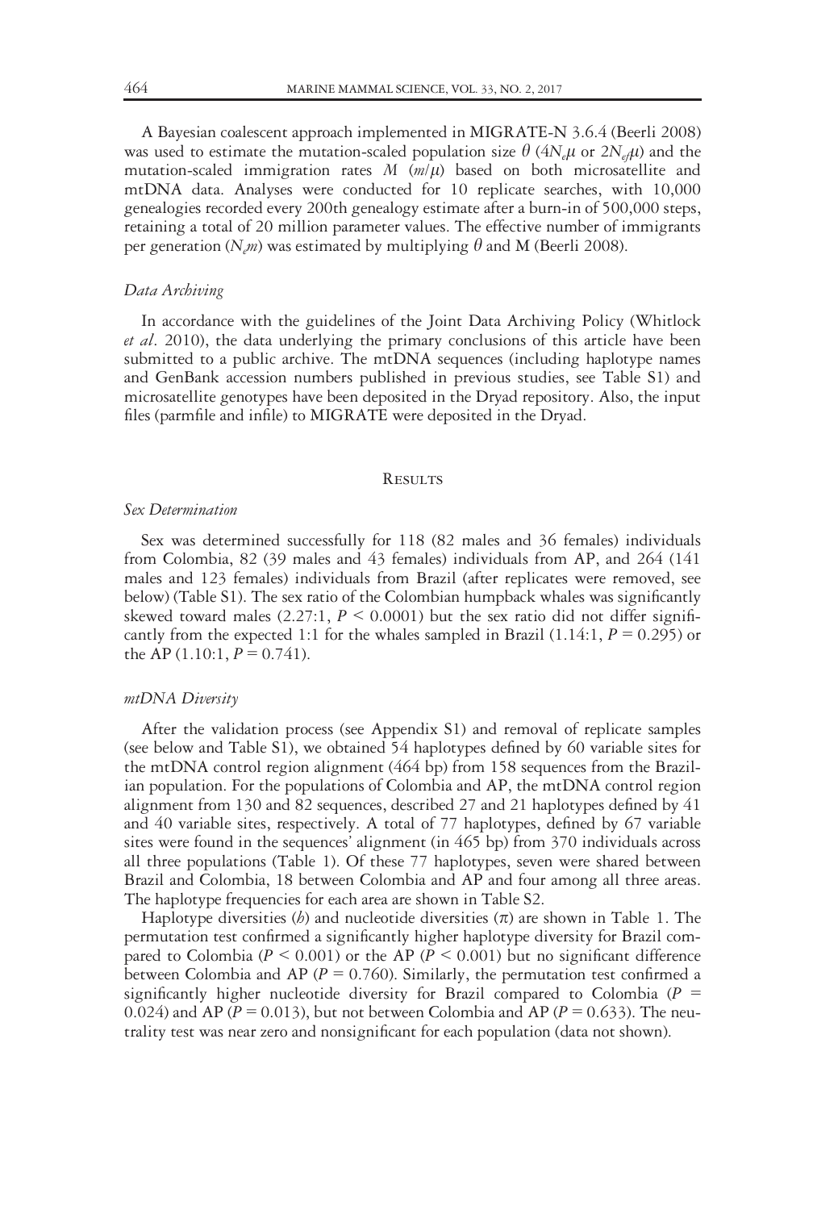A Bayesian coalescent approach implemented in MIGRATE-N 3.6.4 (Beerli 2008) was used to estimate the mutation-scaled population size $\theta$ ($4N_e\mu$ or $2N_{ef}\mu$) and the mutation-scaled immigration rates $M$ ($m/\mu$) based on both microsatellite and mtDNA data. Analyses were conducted for 10 replicate searches, with 10,000 genealogies recorded every 200th genealogy estimate after a burn-in of 500,000 steps, retaining a total of 20 million parameter values. The effective number of immigrants per generation ($N_em$) was estimated by multiplying $\theta$ and M (Beerli 2008).

### *Data Archiving*

In accordance with the guidelines of the Joint Data Archiving Policy (Whitlock *et al*. 2010), the data underlying the primary conclusions of this article have been submitted to a public archive. The mtDNA sequences (including haplotype names and GenBank accession numbers published in previous studies, see Table S1) and microsatellite genotypes have been deposited in the Dryad repository. Also, the input files (parmfile and infile) to MIGRATE were deposited in the Dryad.

## Results

### *Sex Determination*

Sex was determined successfully for 118 (82 males and 36 females) individuals from Colombia, 82 (39 males and 43 females) individuals from AP, and 264 (141 males and 123 females) individuals from Brazil (after replicates were removed, see below) (Table S1). The sex ratio of the Colombian humpback whales was significantly skewed toward males (2.27:1, $P < 0.0001$) but the sex ratio did not differ significantly from the expected 1:1 for the whales sampled in Brazil (1.14:1, $P = 0.295$) or the AP (1.10:1, $P = 0.741$).

### *mtDNA Diversity*

After the validation process (see Appendix S1) and removal of replicate samples (see below and Table S1), we obtained 54 haplotypes defined by 60 variable sites for the mtDNA control region alignment (464 bp) from 158 sequences from the Brazilian population. For the populations of Colombia and AP, the mtDNA control region alignment from 130 and 82 sequences, described 27 and 21 haplotypes defined by 41 and 40 variable sites, respectively. A total of 77 haplotypes, defined by 67 variable sites were found in the sequences' alignment (in 465 bp) from 370 individuals across all three populations (Table 1). Of these 77 haplotypes, seven were shared between Brazil and Colombia, 18 between Colombia and AP and four among all three areas. The haplotype frequencies for each area are shown in Table S2.

Haplotype diversities ($h$) and nucleotide diversities ($\pi$) are shown in Table 1. The permutation test confirmed a significantly higher haplotype diversity for Brazil compared to Colombia ($P < 0.001$) or the AP ($P < 0.001$) but no significant difference between Colombia and AP ($P = 0.760$). Similarly, the permutation test confirmed a significantly higher nucleotide diversity for Brazil compared to Colombia ($P = 0.024$) and AP ($P = 0.013$), but not between Colombia and AP ($P = 0.633$). The neutrality test was near zero and nonsignificant for each population (data not shown).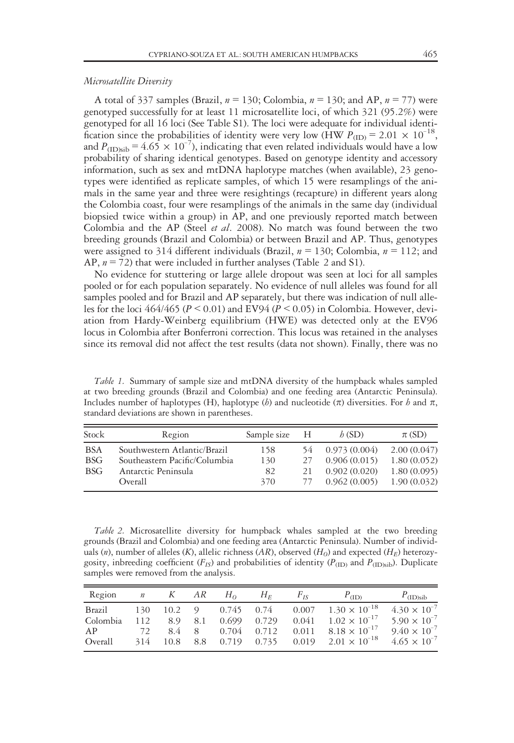### *Microsatellite Diversity*

A total of 337 samples (Brazil, $n = 130$; Colombia, $n = 130$; and AP, $n = 77$) were genotyped successfully for at least 11 microsatellite loci, of which 321 (95.2%) were genotyped for all 16 loci (See Table S1). The loci were adequate for individual identification since the probabilities of identity were very low (HW $P_{(ID)} = 2.01 \times 10^{-18}$, and $P_{(ID)sib} = 4.65 \times 10^{-7}$), indicating that even related individuals would have a low probability of sharing identical genotypes. Based on genotype identity and accessory information, such as sex and mtDNA haplotype matches (when available), 23 genotypes were identified as replicate samples, of which 15 were resamplings of the animals in the same year and three were resightings (recapture) in different years along the Colombia coast, four were resamplings of the animals in the same day (individual biopsied twice within a group) in AP, and one previously reported match between Colombia and the AP (Steel *et al*. 2008). No match was found between the two breeding grounds (Brazil and Colombia) or between Brazil and AP. Thus, genotypes were assigned to 314 different individuals (Brazil, $n = 130$; Colombia, $n = 112$; and AP, $n = 72$) that were included in further analyses (Table 2 and S1).

No evidence for stuttering or large allele dropout was seen at loci for all samples pooled or for each population separately. No evidence of null alleles was found for all samples pooled and for Brazil and AP separately, but there was indication of null alleles for the loci 464/465 ($P < 0.01$) and EV94 ($P < 0.05$) in Colombia. However, deviation from Hardy-Weinberg equilibrium (HWE) was detected only at the EV96 locus in Colombia after Bonferroni correction. This locus was retained in the analyses since its removal did not affect the test results (data not shown). Finally, there was no

*Table 1.* Summary of sample size and mtDNA diversity of the humpback whales sampled at two breeding grounds (Brazil and Colombia) and one feeding area (Antarctic Peninsula). Includes number of haplotypes (H), haplotype ($h$) and nucleotide ($\pi$) diversities. For $h$ and $\pi$, standard deviations are shown in parentheses.

| Stock | Region | Sample size | H | $h$ (SD) | $\pi$ (SD) |
|---|---|---|---|---|---|
| BSA | Southwestern Atlantic/Brazil | 158 | 54 | 0.973 (0.004) | 2.00 (0.047) |
| BSG | Southeastern Pacific/Colombia | 130 | 27 | 0.906 (0.015) | 1.80 (0.052) |
| BSG | Antarctic Peninsula | 82 | 21 | 0.902 (0.020) | 1.80 (0.095) |
| | Overall | 370 | 77 | 0.962 (0.005) | 1.90 (0.032) |

*Table 2.* Microsatellite diversity for humpback whales sampled at the two breeding grounds (Brazil and Colombia) and one feeding area (Antarctic Peninsula). Number of individuals ($n$), number of alleles ($K$), allelic richness ($AR$), observed ($H_O$) and expected ($H_E$) heterozygosity, inbreeding coefficient ($F_{IS}$) and probabilities of identity ($P_{(ID)}$ and $P_{(ID)sib}$). Duplicate samples were removed from the analysis.

| Region | $n$ | $K$ | $AR$ | $H_O$ | $H_E$ | $F_{IS}$ | $P_{(ID)}$ | $P_{(ID)sib}$ |
|---|---|---|---|---|---|---|---|---|
| Brazil | 130 | 10.2 | 9 | 0.745 | 0.74 | 0.007 | $1.30 \times 10^{-18}$ | $4.30 \times 10^{-7}$ |
| Colombia | 112 | 8.9 | 8.1 | 0.699 | 0.729 | 0.041 | $1.02 \times 10^{-17}$ | $5.90 \times 10^{-7}$ |
| AP | 72 | 8.4 | 8 | 0.704 | 0.712 | 0.011 | $8.18 \times 10^{-17}$ | $9.40 \times 10^{-7}$ |
| Overall | 314 | 10.8 | 8.8 | 0.719 | 0.735 | 0.019 | $2.01 \times 10^{-18}$ | $4.65 \times 10^{-7}$ |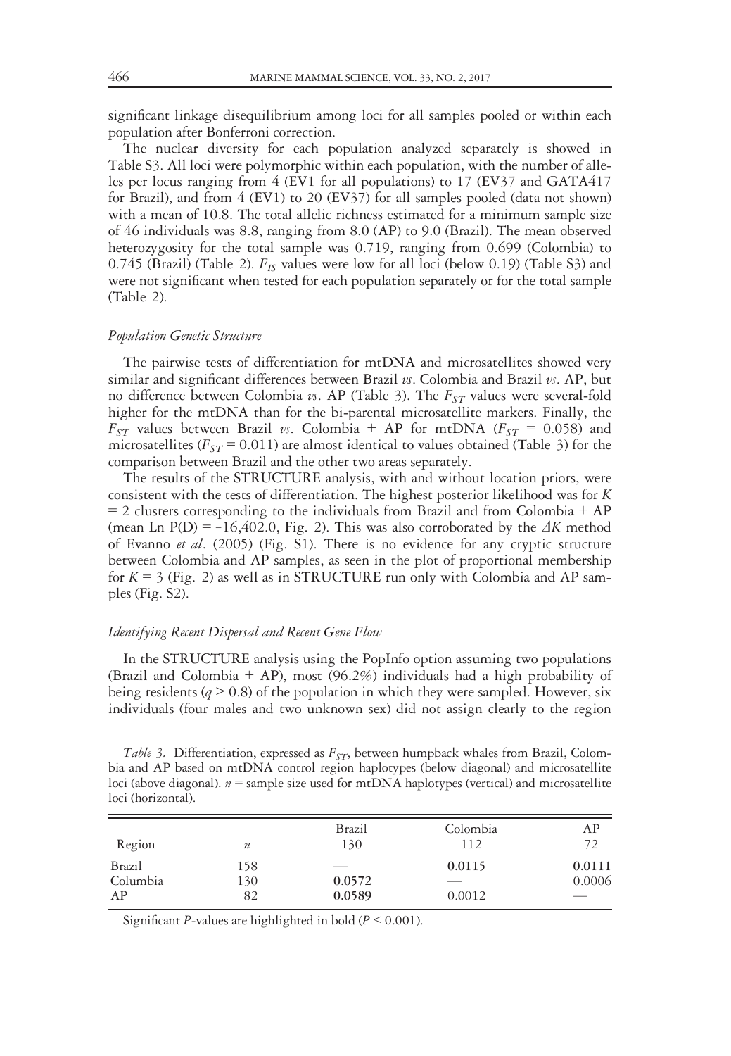significant linkage disequilibrium among loci for all samples pooled or within each population after Bonferroni correction.

The nuclear diversity for each population analyzed separately is showed in Table S3. All loci were polymorphic within each population, with the number of alleles per locus ranging from 4 (EV1 for all populations) to 17 (EV37 and GATA417 for Brazil), and from 4 (EV1) to 20 (EV37) for all samples pooled (data not shown) with a mean of 10.8. The total allelic richness estimated for a minimum sample size of 46 individuals was 8.8, ranging from 8.0 (AP) to 9.0 (Brazil). The mean observed heterozygosity for the total sample was 0.719, ranging from 0.699 (Colombia) to 0.745 (Brazil) (Table 2). $F_{IS}$ values were low for all loci (below 0.19) (Table S3) and were not significant when tested for each population separately or for the total sample (Table 2).

### *Population Genetic Structure*

The pairwise tests of differentiation for mtDNA and microsatellites showed very similar and significant differences between Brazil *vs*. Colombia and Brazil *vs*. AP, but no difference between Colombia *vs*. AP (Table 3). The $F_{ST}$ values were several-fold higher for the mtDNA than for the bi-parental microsatellite markers. Finally, the $F_{ST}$ values between Brazil *vs*. Colombia + AP for mtDNA ($F_{ST}$ = 0.058) and microsatellites ($F_{ST}$ = 0.011) are almost identical to values obtained (Table 3) for the comparison between Brazil and the other two areas separately.

The results of the STRUCTURE analysis, with and without location priors, were consistent with the tests of differentiation. The highest posterior likelihood was for $K$ = 2 clusters corresponding to the individuals from Brazil and from Colombia + AP (mean Ln P(D) = −16,402.0, Fig. 2). This was also corroborated by the $\Delta K$ method of Evanno *et al*. (2005) (Fig. S1). There is no evidence for any cryptic structure between Colombia and AP samples, as seen in the plot of proportional membership for $K$ = 3 (Fig. 2) as well as in STRUCTURE run only with Colombia and AP samples (Fig. S2).

### *Identifying Recent Dispersal and Recent Gene Flow*

In the STRUCTURE analysis using the PopInfo option assuming two populations (Brazil and Colombia + AP), most (96.2%) individuals had a high probability of being residents ($q$ > 0.8) of the population in which they were sampled. However, six individuals (four males and two unknown sex) did not assign clearly to the region

*Table 3.* Differentiation, expressed as $F_{ST}$, between humpback whales from Brazil, Colombia and AP based on mtDNA control region haplotypes (below diagonal) and microsatellite loci (above diagonal). $n$ = sample size used for mtDNA haplotypes (vertical) and microsatellite loci (horizontal).

| Region | $n$ | Brazil 130 | Colombia 112 | AP 72 |
|---|---|---|---|---|
| Brazil | 158 | — | **0.0115** | **0.0111** |
| Columbia | 130 | **0.0572** | — | 0.0006 |
| AP | 82 | **0.0589** | 0.0012 | — |

Significant $P$-values are highlighted in bold ($P$ < 0.001).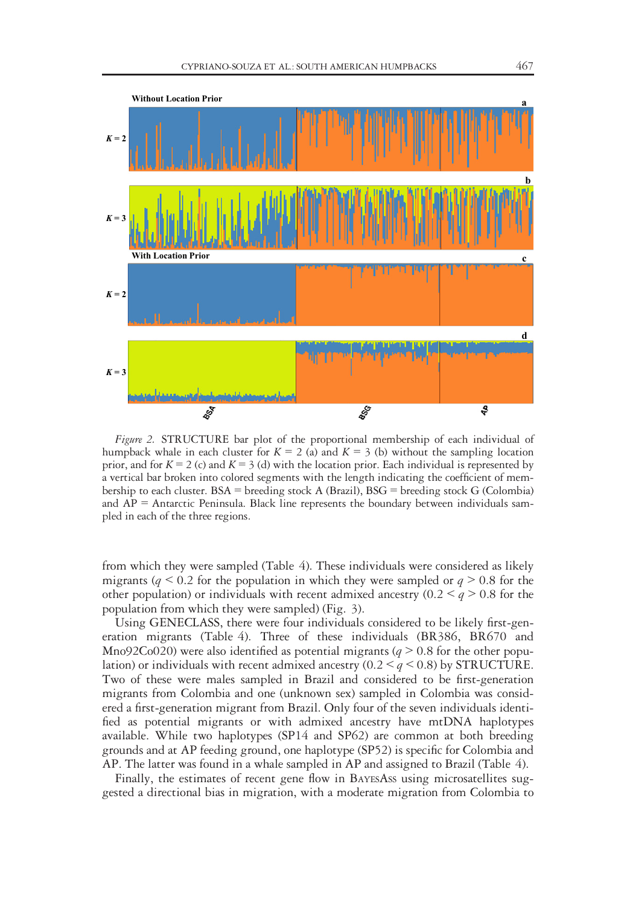Without Location Prior

a

$K = 2$

b

$K = 3$

With Location Prior

c

$K = 2$

d

$K = 3$

BSA

BSG

AP

*Figure 2.* STRUCTURE bar plot of the proportional membership of each individual of humpback whale in each cluster for $K = 2$ (a) and $K = 3$ (b) without the sampling location prior, and for $K = 2$ (c) and $K = 3$ (d) with the location prior. Each individual is represented by a vertical bar broken into colored segments with the length indicating the coefficient of membership to each cluster. BSA = breeding stock A (Brazil), BSG = breeding stock G (Colombia) and AP = Antarctic Peninsula. Black line represents the boundary between individuals sampled in each of the three regions.

from which they were sampled (Table 4). These individuals were considered as likely migrants ($q < 0.2$ for the population in which they were sampled or $q > 0.8$ for the other population) or individuals with recent admixed ancestry ($0.2 < q > 0.8$ for the population from which they were sampled) (Fig. 3).

Using GENECLASS, there were four individuals considered to be likely first-generation migrants (Table 4). Three of these individuals (BR386, BR670 and Mno92Co020) were also identified as potential migrants ($q > 0.8$ for the other population) or individuals with recent admixed ancestry ($0.2 < q < 0.8$) by STRUCTURE. Two of these were males sampled in Brazil and considered to be first-generation migrants from Colombia and one (unknown sex) sampled in Colombia was considered a first-generation migrant from Brazil. Only four of the seven individuals identified as potential migrants or with admixed ancestry have mtDNA haplotypes available. While two haplotypes (SP14 and SP62) are common at both breeding grounds and at AP feeding ground, one haplotype (SP52) is specific for Colombia and AP. The latter was found in a whale sampled in AP and assigned to Brazil (Table 4).

Finally, the estimates of recent gene flow in BayesAss using microsatellites suggested a directional bias in migration, with a moderate migration from Colombia to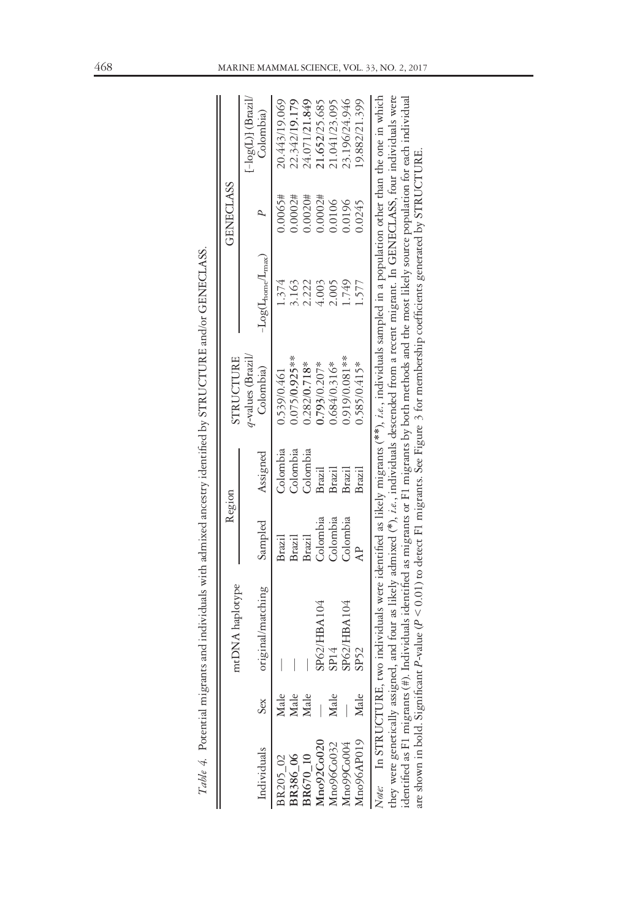*Table 4.* Potential migrants and individuals with admixed ancestry identified by STRUCTURE and/or GENECLASS.

| Individuals | Sex | mtDNA haplotype | Region | | STRUCTURE | GENECLASS | | |
|---|---|---|---|---|---|---|---|---|
| | | original/matching | Sampled | Assigned | *q*-values (Brazil/Colombia) | $-\text{Log}(L_{home}/L_{max})$ | *P* | [$-\log(L)$] (Brazil/Colombia) |
| BR205_02 | Male | — | Brazil | Colombia | 0.539/0.461 | 1.374 | 0.0065# | 20.443/19.069 |
| **BR386_06** | Male | — | Brazil | Colombia | 0.075/**0.925**** | 3.163 | 0.0002# | 22.342/**19.179** |
| **BR670_10** | Male | — | Brazil | Colombia | 0.282/**0.718*** | 2.222 | 0.0020# | 24.071/**21.849** |
| **Mno92Co020** | — | SP62/HBA104 | Colombia | Brazil | **0.793**/0.207* | 4.003 | 0.0002# | **21.652**/25.685 |
| Mno96Co032 | Male | SP14 | Colombia | Brazil | 0.684/0.316* | 2.005 | 0.0106 | 21.041/23.095 |
| Mno99Co004 | — | SP62/HBA104 | Colombia | Brazil | 0.919/0.081** | 1.749 | 0.0196 | 23.196/24.946 |
| Mno96AP019 | Male | SP52 | AP | Brazil | 0.585/0.415* | 1.577 | 0.0245 | 19.882/21.399 |

*Note:* In STRUCTURE, two individuals were identified as likely migrants (**), *i.e.*, individuals sampled in a population other than the one in which they were genetically assigned, and four as likely admixed (*), *i.e.*, individuals descended from a recent migrant. In GENECLASS, four individuals were identified as F1 migrants (#). Individuals identified as migrants or F1 migrants by both methods and the most likely source population for each individual are shown in bold. Significant *P*-value ($P < 0.01$) to detect F1 migrants. See Figure 3 for membership coefficients generated by STRUCTURE.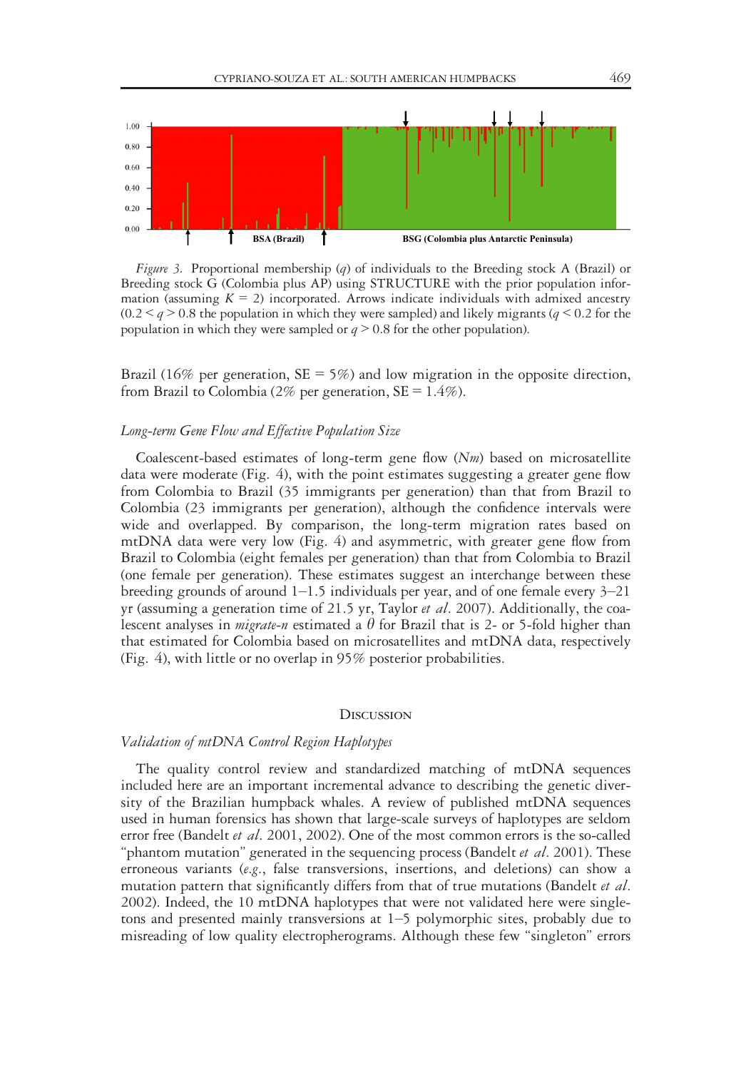1.00
0.80
0.60
0.40
0.20
0.00

BSA (Brazil)

BSG (Colombia plus Antarctic Peninsula)

*Figure 3.* Proportional membership ($q$) of individuals to the Breeding stock A (Brazil) or Breeding stock G (Colombia plus AP) using STRUCTURE with the prior population information (assuming $K = 2$) incorporated. Arrows indicate individuals with admixed ancestry ($0.2 < q > 0.8$ the population in which they were sampled) and likely migrants ($q < 0.2$ for the population in which they were sampled or $q > 0.8$ for the other population).

Brazil (16% per generation, SE = 5%) and low migration in the opposite direction, from Brazil to Colombia (2% per generation, SE = 1.4%).

### *Long-term Gene Flow and Effective Population Size*

Coalescent-based estimates of long-term gene flow ($Nm$) based on microsatellite data were moderate (Fig. 4), with the point estimates suggesting a greater gene flow from Colombia to Brazil (35 immigrants per generation) than that from Brazil to Colombia (23 immigrants per generation), although the confidence intervals were wide and overlapped. By comparison, the long-term migration rates based on mtDNA data were very low (Fig. 4) and asymmetric, with greater gene flow from Brazil to Colombia (eight females per generation) than that from Colombia to Brazil (one female per generation). These estimates suggest an interchange between these breeding grounds of around 1–1.5 individuals per year, and of one female every 3–21 yr (assuming a generation time of 21.5 yr, Taylor *et al*. 2007). Additionally, the coalescent analyses in *migrate-n* estimated a $\theta$ for Brazil that is 2- or 5-fold higher than that estimated for Colombia based on microsatellites and mtDNA data, respectively (Fig. 4), with little or no overlap in 95% posterior probabilities.

## Discussion

### *Validation of mtDNA Control Region Haplotypes*

The quality control review and standardized matching of mtDNA sequences included here are an important incremental advance to describing the genetic diversity of the Brazilian humpback whales. A review of published mtDNA sequences used in human forensics has shown that large-scale surveys of haplotypes are seldom error free (Bandelt *et al*. 2001, 2002). One of the most common errors is the so-called "phantom mutation" generated in the sequencing process (Bandelt *et al*. 2001). These erroneous variants (*e.g*., false transversions, insertions, and deletions) can show a mutation pattern that significantly differs from that of true mutations (Bandelt *et al*. 2002). Indeed, the 10 mtDNA haplotypes that were not validated here were singletons and presented mainly transversions at 1–5 polymorphic sites, probably due to misreading of low quality electropherograms. Although these few "singleton" errors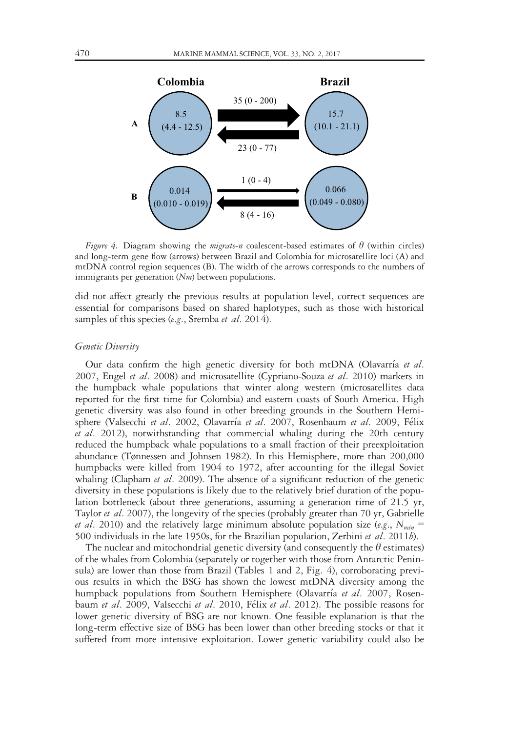Colombia

Brazil

A

8.5
(4.4 - 12.5)

35 (0 - 200)

23 (0 - 77)

15.7
(10.1 - 21.1)

B

0.014
(0.010 - 0.019)

1 (0 - 4)

8 (4 - 16)

0.066
(0.049 - 0.080)

*Figure 4.* Diagram showing the *migrate-n* coalescent-based estimates of $\theta$ (within circles) and long-term gene flow (arrows) between Brazil and Colombia for microsatellite loci (A) and mtDNA control region sequences (B). The width of the arrows corresponds to the numbers of immigrants per generation ($Nm$) between populations.

did not affect greatly the previous results at population level, correct sequences are essential for comparisons based on shared haplotypes, such as those with historical samples of this species (*e.g.*, Sremba *et al*. 2014).

### *Genetic Diversity*

Our data confirm the high genetic diversity for both mtDNA (Olavarría *et al*. 2007, Engel *et al*. 2008) and microsatellite (Cypriano-Souza *et al*. 2010) markers in the humpback whale populations that winter along western (microsatellites data reported for the first time for Colombia) and eastern coasts of South America. High genetic diversity was also found in other breeding grounds in the Southern Hemisphere (Valsecchi *et al*. 2002, Olavarría *et al*. 2007, Rosenbaum *et al*. 2009, Félix *et al*. 2012), notwithstanding that commercial whaling during the 20th century reduced the humpback whale populations to a small fraction of their preexploitation abundance (Tønnessen and Johnsen 1982). In this Hemisphere, more than 200,000 humpbacks were killed from 1904 to 1972, after accounting for the illegal Soviet whaling (Clapham *et al*. 2009). The absence of a significant reduction of the genetic diversity in these populations is likely due to the relatively brief duration of the population bottleneck (about three generations, assuming a generation time of 21.5 yr, Taylor *et al*. 2007), the longevity of the species (probably greater than 70 yr, Gabrielle *et al*. 2010) and the relatively large minimum absolute population size (*e.g.*, $N_{min}$ = 500 individuals in the late 1950s, for the Brazilian population, Zerbini *et al*. 2011*b*).

The nuclear and mitochondrial genetic diversity (and consequently the $\theta$ estimates) of the whales from Colombia (separately or together with those from Antarctic Peninsula) are lower than those from Brazil (Tables 1 and 2, Fig. 4), corroborating previous results in which the BSG has shown the lowest mtDNA diversity among the humpback populations from Southern Hemisphere (Olavarría *et al*. 2007, Rosenbaum *et al*. 2009, Valsecchi *et al*. 2010, Félix *et al*. 2012). The possible reasons for lower genetic diversity of BSG are not known. One feasible explanation is that the long-term effective size of BSG has been lower than other breeding stocks or that it suffered from more intensive exploitation. Lower genetic variability could also be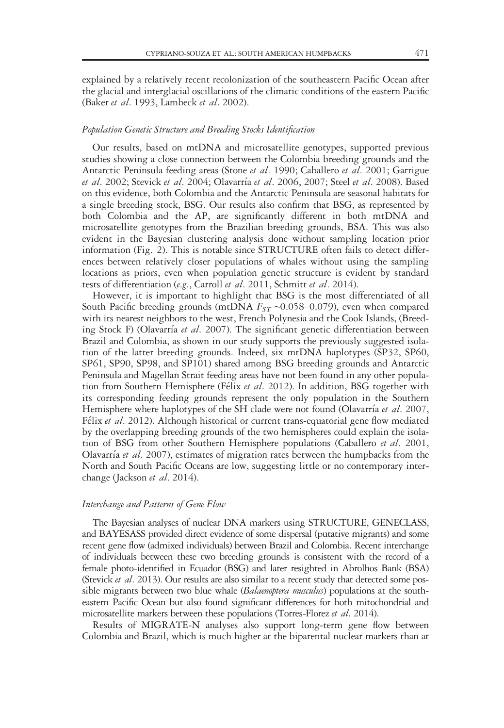explained by a relatively recent recolonization of the southeastern Pacific Ocean after the glacial and interglacial oscillations of the climatic conditions of the eastern Pacific (Baker *et al*. 1993, Lambeck *et al*. 2002).

### *Population Genetic Structure and Breeding Stocks Identification*

Our results, based on mtDNA and microsatellite genotypes, supported previous studies showing a close connection between the Colombia breeding grounds and the Antarctic Peninsula feeding areas (Stone *et al*. 1990; Caballero *et al*. 2001; Garrigue *et al*. 2002; Stevick *et al*. 2004; Olavarría *et al*. 2006, 2007; Steel *et al*. 2008). Based on this evidence, both Colombia and the Antarctic Peninsula are seasonal habitats for a single breeding stock, BSG. Our results also confirm that BSG, as represented by both Colombia and the AP, are significantly different in both mtDNA and microsatellite genotypes from the Brazilian breeding grounds, BSA. This was also evident in the Bayesian clustering analysis done without sampling location prior information (Fig. 2). This is notable since STRUCTURE often fails to detect differences between relatively closer populations of whales without using the sampling locations as priors, even when population genetic structure is evident by standard tests of differentiation (*e.g*., Carroll *et al*. 2011, Schmitt *et al*. 2014).

However, it is important to highlight that BSG is the most differentiated of all South Pacific breeding grounds (mtDNA $F_{ST}$ ~0.058–0.079), even when compared with its nearest neighbors to the west, French Polynesia and the Cook Islands, (Breeding Stock F) (Olavarría *et al*. 2007). The significant genetic differentiation between Brazil and Colombia, as shown in our study supports the previously suggested isolation of the latter breeding grounds. Indeed, six mtDNA haplotypes (SP32, SP60, SP61, SP90, SP98, and SP101) shared among BSG breeding grounds and Antarctic Peninsula and Magellan Strait feeding areas have not been found in any other population from Southern Hemisphere (Félix *et al*. 2012). In addition, BSG together with its corresponding feeding grounds represent the only population in the Southern Hemisphere where haplotypes of the SH clade were not found (Olavarría *et al*. 2007, Félix *et al*. 2012). Although historical or current trans-equatorial gene flow mediated by the overlapping breeding grounds of the two hemispheres could explain the isolation of BSG from other Southern Hemisphere populations (Caballero *et al*. 2001, Olavarría *et al*. 2007), estimates of migration rates between the humpbacks from the North and South Pacific Oceans are low, suggesting little or no contemporary interchange (Jackson *et al*. 2014).

### *Interchange and Patterns of Gene Flow*

The Bayesian analyses of nuclear DNA markers using STRUCTURE, GENECLASS, and BAYESASS provided direct evidence of some dispersal (putative migrants) and some recent gene flow (admixed individuals) between Brazil and Colombia. Recent interchange of individuals between these two breeding grounds is consistent with the record of a female photo-identified in Ecuador (BSG) and later resighted in Abrolhos Bank (BSA) (Stevick *et al*. 2013). Our results are also similar to a recent study that detected some possible migrants between two blue whale (*Balaenoptera musculus*) populations at the southeastern Pacific Ocean but also found significant differences for both mitochondrial and microsatellite markers between these populations (Torres-Florez *et al*. 2014).

Results of MIGRATE-N analyses also support long-term gene flow between Colombia and Brazil, which is much higher at the biparental nuclear markers than at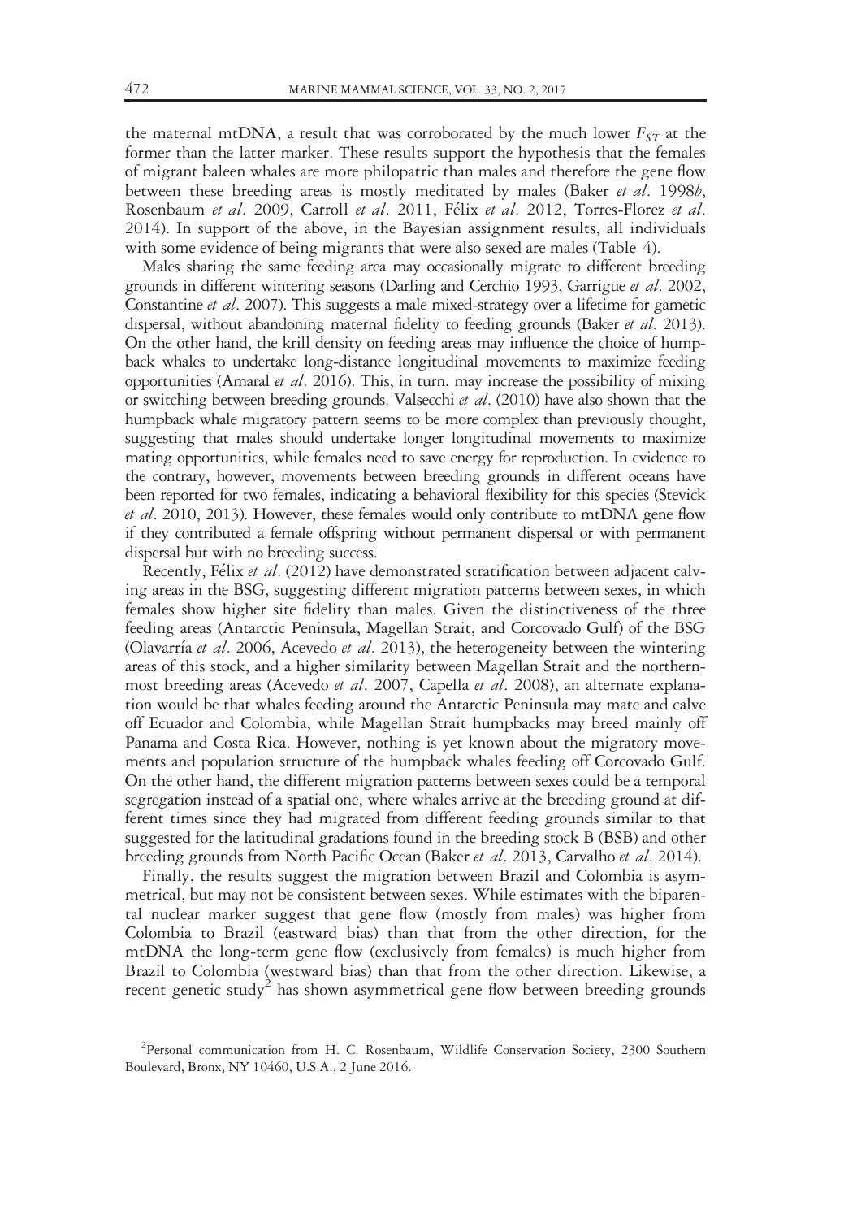the maternal mtDNA, a result that was corroborated by the much lower $F_{ST}$ at the former than the latter marker. These results support the hypothesis that the females of migrant baleen whales are more philopatric than males and therefore the gene flow between these breeding areas is mostly meditated by males (Baker *et al*. 1998*b*, Rosenbaum *et al*. 2009, Carroll *et al*. 2011, Félix *et al*. 2012, Torres-Florez *et al*. 2014). In support of the above, in the Bayesian assignment results, all individuals with some evidence of being migrants that were also sexed are males (Table 4).

Males sharing the same feeding area may occasionally migrate to different breeding grounds in different wintering seasons (Darling and Cerchio 1993, Garrigue *et al*. 2002, Constantine *et al*. 2007). This suggests a male mixed-strategy over a lifetime for gametic dispersal, without abandoning maternal fidelity to feeding grounds (Baker *et al*. 2013). On the other hand, the krill density on feeding areas may influence the choice of humpback whales to undertake long-distance longitudinal movements to maximize feeding opportunities (Amaral *et al*. 2016). This, in turn, may increase the possibility of mixing or switching between breeding grounds. Valsecchi *et al*. (2010) have also shown that the humpback whale migratory pattern seems to be more complex than previously thought, suggesting that males should undertake longer longitudinal movements to maximize mating opportunities, while females need to save energy for reproduction. In evidence to the contrary, however, movements between breeding grounds in different oceans have been reported for two females, indicating a behavioral flexibility for this species (Stevick *et al*. 2010, 2013). However, these females would only contribute to mtDNA gene flow if they contributed a female offspring without permanent dispersal or with permanent dispersal but with no breeding success.

Recently, Félix *et al*. (2012) have demonstrated stratification between adjacent calving areas in the BSG, suggesting different migration patterns between sexes, in which females show higher site fidelity than males. Given the distinctiveness of the three feeding areas (Antarctic Peninsula, Magellan Strait, and Corcovado Gulf) of the BSG (Olavarría *et al*. 2006, Acevedo *et al*. 2013), the heterogeneity between the wintering areas of this stock, and a higher similarity between Magellan Strait and the northernmost breeding areas (Acevedo *et al*. 2007, Capella *et al*. 2008), an alternate explanation would be that whales feeding around the Antarctic Peninsula may mate and calve off Ecuador and Colombia, while Magellan Strait humpbacks may breed mainly off Panama and Costa Rica. However, nothing is yet known about the migratory movements and population structure of the humpback whales feeding off Corcovado Gulf. On the other hand, the different migration patterns between sexes could be a temporal segregation instead of a spatial one, where whales arrive at the breeding ground at different times since they had migrated from different feeding grounds similar to that suggested for the latitudinal gradations found in the breeding stock B (BSB) and other breeding grounds from North Pacific Ocean (Baker *et al*. 2013, Carvalho *et al*. 2014).

Finally, the results suggest the migration between Brazil and Colombia is asymmetrical, but may not be consistent between sexes. While estimates with the biparental nuclear marker suggest that gene flow (mostly from males) was higher from Colombia to Brazil (eastward bias) than that from the other direction, for the mtDNA the long-term gene flow (exclusively from females) is much higher from Brazil to Colombia (westward bias) than that from the other direction. Likewise, a recent genetic study[2] has shown asymmetrical gene flow between breeding grounds

[2]Personal communication from H. C. Rosenbaum, Wildlife Conservation Society, 2300 Southern Boulevard, Bronx, NY 10460, U.S.A., 2 June 2016.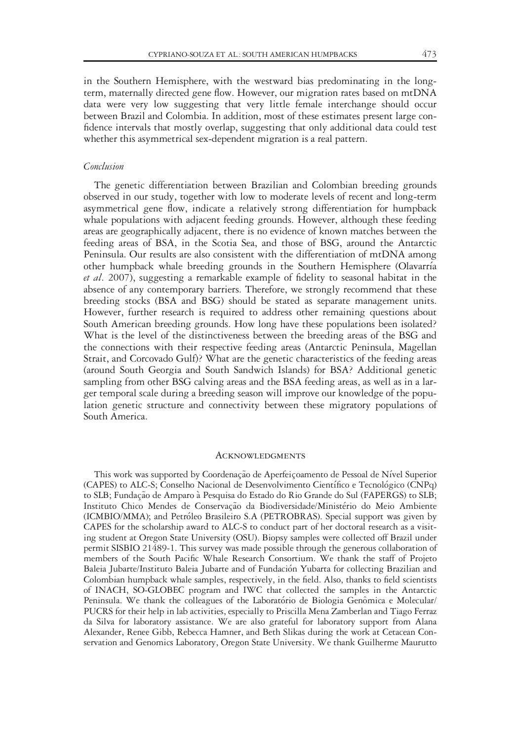in the Southern Hemisphere, with the westward bias predominating in the long-term, maternally directed gene flow. However, our migration rates based on mtDNA data were very low suggesting that very little female interchange should occur between Brazil and Colombia. In addition, most of these estimates present large confidence intervals that mostly overlap, suggesting that only additional data could test whether this asymmetrical sex-dependent migration is a real pattern.

### *Conclusion*

The genetic differentiation between Brazilian and Colombian breeding grounds observed in our study, together with low to moderate levels of recent and long-term asymmetrical gene flow, indicate a relatively strong differentiation for humpback whale populations with adjacent feeding grounds. However, although these feeding areas are geographically adjacent, there is no evidence of known matches between the feeding areas of BSA, in the Scotia Sea, and those of BSG, around the Antarctic Peninsula. Our results are also consistent with the differentiation of mtDNA among other humpback whale breeding grounds in the Southern Hemisphere (Olavarría *et al*. 2007), suggesting a remarkable example of fidelity to seasonal habitat in the absence of any contemporary barriers. Therefore, we strongly recommend that these breeding stocks (BSA and BSG) should be stated as separate management units. However, further research is required to address other remaining questions about South American breeding grounds. How long have these populations been isolated? What is the level of the distinctiveness between the breeding areas of the BSG and the connections with their respective feeding areas (Antarctic Peninsula, Magellan Strait, and Corcovado Gulf)? What are the genetic characteristics of the feeding areas (around South Georgia and South Sandwich Islands) for BSA? Additional genetic sampling from other BSG calving areas and the BSA feeding areas, as well as in a larger temporal scale during a breeding season will improve our knowledge of the population genetic structure and connectivity between these migratory populations of South America.

## Acknowledgments

This work was supported by Coordenação de Aperfeiçoamento de Pessoal de Nível Superior (CAPES) to ALC-S; Conselho Nacional de Desenvolvimento Científico e Tecnológico (CNPq) to SLB; Fundação de Amparo à Pesquisa do Estado do Rio Grande do Sul (FAPERGS) to SLB; Instituto Chico Mendes de Conservação da Biodiversidade/Ministério do Meio Ambiente (ICMBIO/MMA); and Petróleo Brasileiro S.A (PETROBRAS). Special support was given by CAPES for the scholarship award to ALC-S to conduct part of her doctoral research as a visiting student at Oregon State University (OSU). Biopsy samples were collected off Brazil under permit SISBIO 21489-1. This survey was made possible through the generous collaboration of members of the South Pacific Whale Research Consortium. We thank the staff of Projeto Baleia Jubarte/Instituto Baleia Jubarte and of Fundación Yubarta for collecting Brazilian and Colombian humpback whale samples, respectively, in the field. Also, thanks to field scientists of INACH, SO-GLOBEC program and IWC that collected the samples in the Antarctic Peninsula. We thank the colleagues of the Laboratório de Biologia Genômica e Molecular/PUCRS for their help in lab activities, especially to Priscilla Mena Zamberlan and Tiago Ferraz da Silva for laboratory assistance. We are also grateful for laboratory support from Alana Alexander, Renee Gibb, Rebecca Hamner, and Beth Slikas during the work at Cetacean Conservation and Genomics Laboratory, Oregon State University. We thank Guilherme Maurutto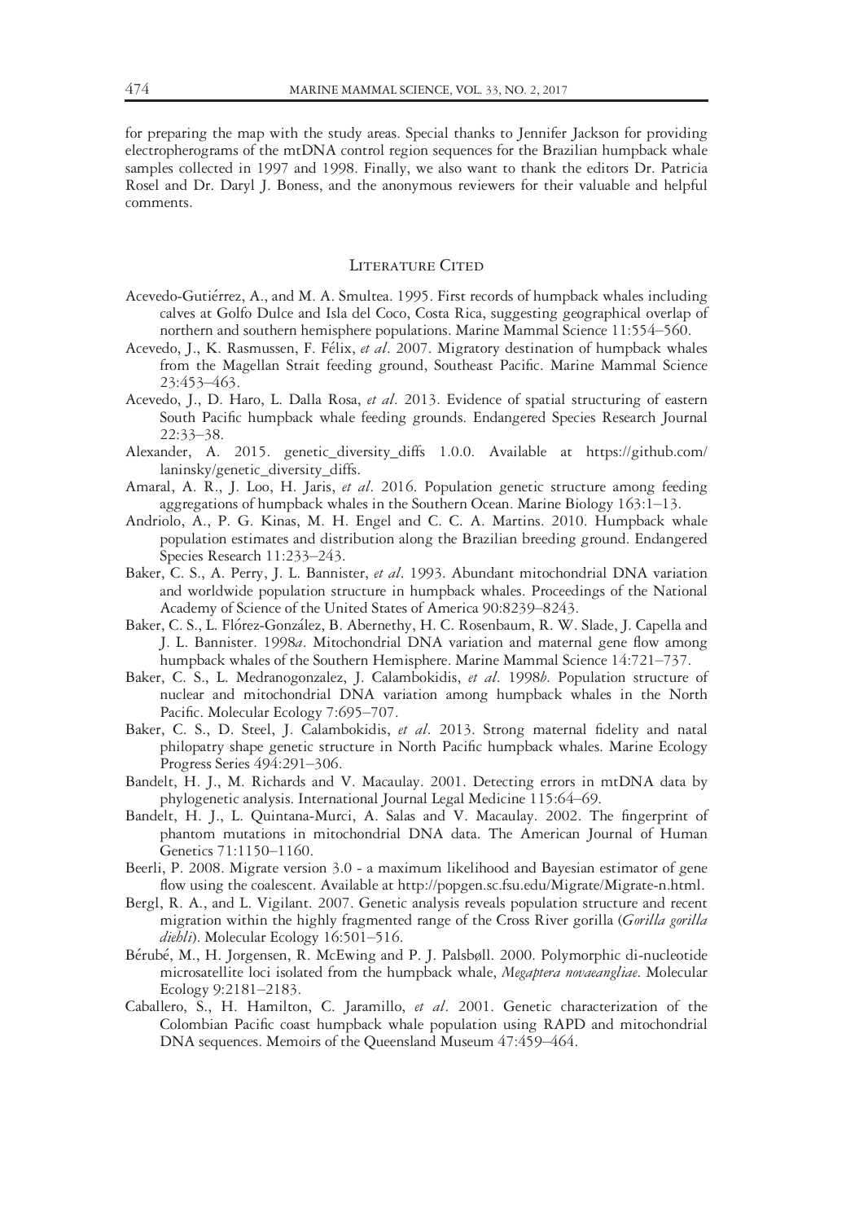for preparing the map with the study areas. Special thanks to Jennifer Jackson for providing electropherograms of the mtDNA control region sequences for the Brazilian humpback whale samples collected in 1997 and 1998. Finally, we also want to thank the editors Dr. Patricia Rosel and Dr. Daryl J. Boness, and the anonymous reviewers for their valuable and helpful comments.

## Literature Cited

Acevedo-Gutiérrez, A., and M. A. Smultea. 1995. First records of humpback whales including calves at Golfo Dulce and Isla del Coco, Costa Rica, suggesting geographical overlap of northern and southern hemisphere populations. Marine Mammal Science 11:554–560.

Acevedo, J., K. Rasmussen, F. Félix, *et al*. 2007. Migratory destination of humpback whales from the Magellan Strait feeding ground, Southeast Pacific. Marine Mammal Science 23:453–463.

Acevedo, J., D. Haro, L. Dalla Rosa, *et al*. 2013. Evidence of spatial structuring of eastern South Pacific humpback whale feeding grounds. Endangered Species Research Journal 22:33–38.

Alexander, A. 2015. genetic_diversity_diffs 1.0.0. Available at https://github.com/laninsky/genetic_diversity_diffs.

Amaral, A. R., J. Loo, H. Jaris, *et al*. 2016. Population genetic structure among feeding aggregations of humpback whales in the Southern Ocean. Marine Biology 163:1–13.

Andriolo, A., P. G. Kinas, M. H. Engel and C. C. A. Martins. 2010. Humpback whale population estimates and distribution along the Brazilian breeding ground. Endangered Species Research 11:233–243.

Baker, C. S., A. Perry, J. L. Bannister, *et al*. 1993. Abundant mitochondrial DNA variation and worldwide population structure in humpback whales. Proceedings of the National Academy of Science of the United States of America 90:8239–8243.

Baker, C. S., L. Flórez-González, B. Abernethy, H. C. Rosenbaum, R. W. Slade, J. Capella and J. L. Bannister. 1998*a*. Mitochondrial DNA variation and maternal gene flow among humpback whales of the Southern Hemisphere. Marine Mammal Science 14:721–737.

Baker, C. S., L. Medranogonzalez, J. Calambokidis, *et al*. 1998*b*. Population structure of nuclear and mitochondrial DNA variation among humpback whales in the North Pacific. Molecular Ecology 7:695–707.

Baker, C. S., D. Steel, J. Calambokidis, *et al*. 2013. Strong maternal fidelity and natal philopatry shape genetic structure in North Pacific humpback whales. Marine Ecology Progress Series 494:291–306.

Bandelt, H. J., M. Richards and V. Macaulay. 2001. Detecting errors in mtDNA data by phylogenetic analysis. International Journal Legal Medicine 115:64–69.

Bandelt, H. J., L. Quintana-Murci, A. Salas and V. Macaulay. 2002. The fingerprint of phantom mutations in mitochondrial DNA data. The American Journal of Human Genetics 71:1150–1160.

Beerli, P. 2008. Migrate version 3.0 - a maximum likelihood and Bayesian estimator of gene flow using the coalescent. Available at http://popgen.sc.fsu.edu/Migrate/Migrate-n.html.

Bergl, R. A., and L. Vigilant. 2007. Genetic analysis reveals population structure and recent migration within the highly fragmented range of the Cross River gorilla (*Gorilla gorilla diehli*). Molecular Ecology 16:501–516.

Bérubé, M., H. Jorgensen, R. McEwing and P. J. Palsbøll. 2000. Polymorphic di-nucleotide microsatellite loci isolated from the humpback whale, *Megaptera novaeangliae*. Molecular Ecology 9:2181–2183.

Caballero, S., H. Hamilton, C. Jaramillo, *et al*. 2001. Genetic characterization of the Colombian Pacific coast humpback whale population using RAPD and mitochondrial DNA sequences. Memoirs of the Queensland Museum 47:459–464.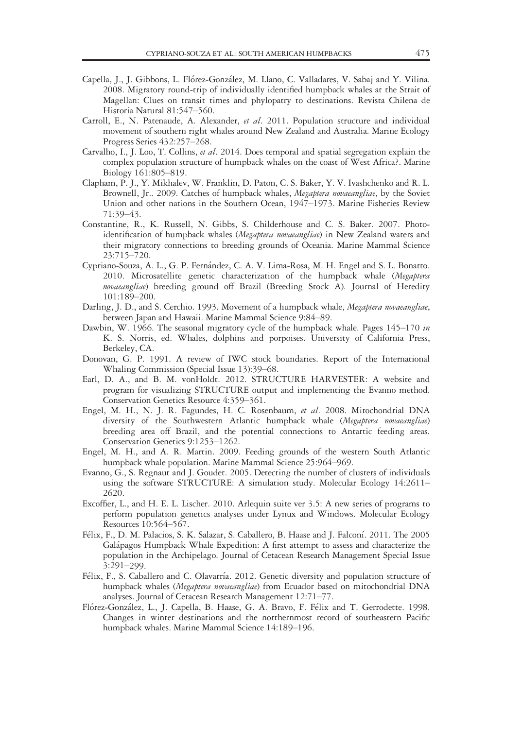Capella, J., J. Gibbons, L. Flórez-González, M. Llano, C. Valladares, V. Sabaj and Y. Vilina. 2008. Migratory round-trip of individually identified humpback whales at the Strait of Magellan: Clues on transit times and phylopatry to destinations. Revista Chilena de Historia Natural 81:547–560.

Carroll, E., N. Patenaude, A. Alexander, *et al*. 2011. Population structure and individual movement of southern right whales around New Zealand and Australia. Marine Ecology Progress Series 432:257–268.

Carvalho, I., J. Loo, T. Collins, *et al*. 2014. Does temporal and spatial segregation explain the complex population structure of humpback whales on the coast of West Africa?. Marine Biology 161:805–819.

Clapham, P. J., Y. Mikhalev, W. Franklin, D. Paton, C. S. Baker, Y. V. Ivashchenko and R. L. Brownell, Jr.. 2009. Catches of humpback whales, *Megaptera novaeangliae*, by the Soviet Union and other nations in the Southern Ocean, 1947–1973. Marine Fisheries Review 71:39–43.

Constantine, R., K. Russell, N. Gibbs, S. Childerhouse and C. S. Baker. 2007. Photo-identification of humpback whales (*Megaptera novaeangliae*) in New Zealand waters and their migratory connections to breeding grounds of Oceania. Marine Mammal Science 23:715–720.

Cypriano-Souza, A. L., G. P. Fernández, C. A. V. Lima-Rosa, M. H. Engel and S. L. Bonatto. 2010. Microsatellite genetic characterization of the humpback whale (*Megaptera novaeangliae*) breeding ground off Brazil (Breeding Stock A). Journal of Heredity 101:189–200.

Darling, J. D., and S. Cerchio. 1993. Movement of a humpback whale, *Megaptera novaeangliae*, between Japan and Hawaii. Marine Mammal Science 9:84–89.

Dawbin, W. 1966. The seasonal migratory cycle of the humpback whale. Pages 145–170 *in* K. S. Norris, ed. Whales, dolphins and porpoises. University of California Press, Berkeley, CA.

Donovan, G. P. 1991. A review of IWC stock boundaries. Report of the International Whaling Commission (Special Issue 13):39–68.

Earl, D. A., and B. M. vonHoldt. 2012. STRUCTURE HARVESTER: A website and program for visualizing STRUCTURE output and implementing the Evanno method. Conservation Genetics Resource 4:359–361.

Engel, M. H., N. J. R. Fagundes, H. C. Rosenbaum, *et al*. 2008. Mitochondrial DNA diversity of the Southwestern Atlantic humpback whale (*Megaptera novaeangliae*) breeding area off Brazil, and the potential connections to Antartic feeding areas. Conservation Genetics 9:1253–1262.

Engel, M. H., and A. R. Martin. 2009. Feeding grounds of the western South Atlantic humpback whale population. Marine Mammal Science 25:964–969.

Evanno, G., S. Regnaut and J. Goudet. 2005. Detecting the number of clusters of individuals using the software STRUCTURE: A simulation study. Molecular Ecology 14:2611–2620.

Excoffier, L., and H. E. L. Lischer. 2010. Arlequin suite ver 3.5: A new series of programs to perform population genetics analyses under Lynux and Windows. Molecular Ecology Resources 10:564–567.

Félix, F., D. M. Palacios, S. K. Salazar, S. Caballero, B. Haase and J. Falconí. 2011. The 2005 Galápagos Humpback Whale Expedition: A first attempt to assess and characterize the population in the Archipelago. Journal of Cetacean Research Management Special Issue 3:291–299.

Félix, F., S. Caballero and C. Olavarría. 2012. Genetic diversity and population structure of humpback whales (*Megaptera novaeangliae*) from Ecuador based on mitochondrial DNA analyses. Journal of Cetacean Research Management 12:71–77.

Flórez-González, L., J. Capella, B. Haase, G. A. Bravo, F. Félix and T. Gerrodette. 1998. Changes in winter destinations and the northernmost record of southeastern Pacific humpback whales. Marine Mammal Science 14:189–196.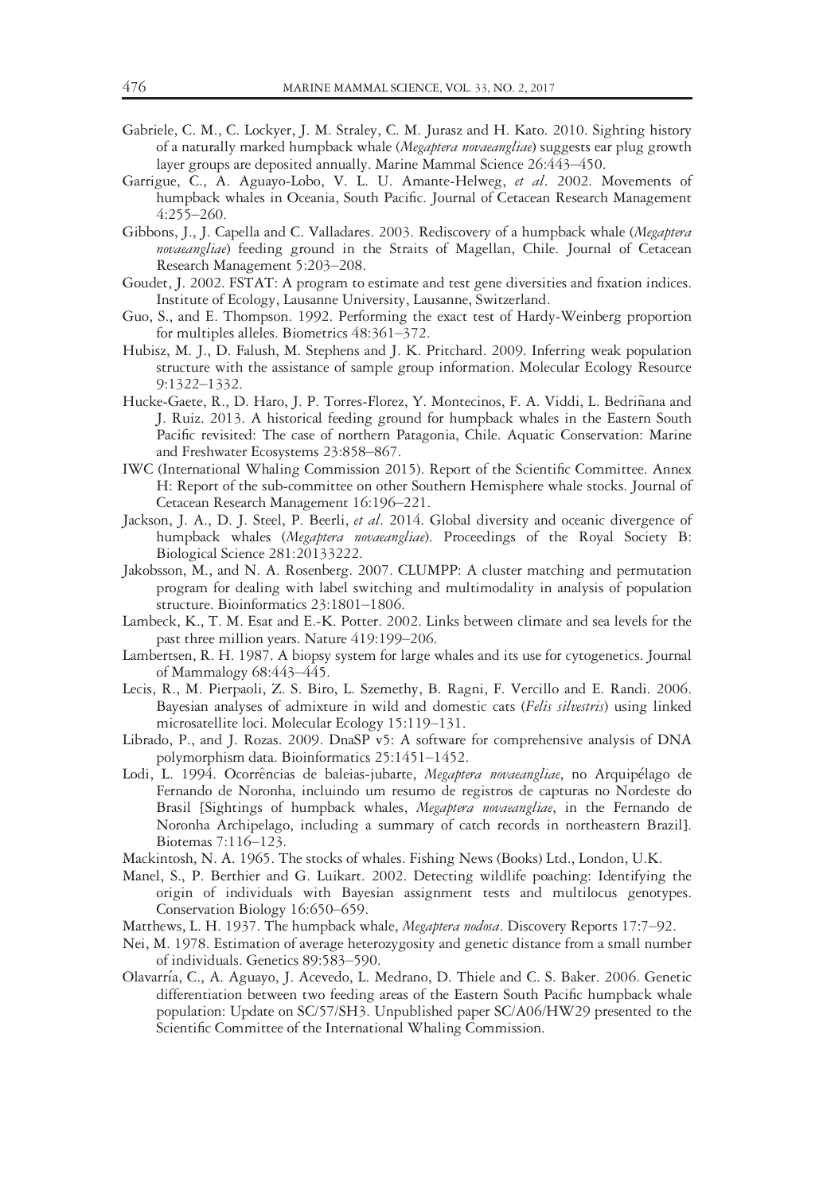Gabriele, C. M., C. Lockyer, J. M. Straley, C. M. Jurasz and H. Kato. 2010. Sighting history of a naturally marked humpback whale (*Megaptera novaeangliae*) suggests ear plug growth layer groups are deposited annually. Marine Mammal Science 26:443–450.

Garrigue, C., A. Aguayo-Lobo, V. L. U. Amante-Helweg, *et al*. 2002. Movements of humpback whales in Oceania, South Pacific. Journal of Cetacean Research Management 4:255–260.

Gibbons, J., J. Capella and C. Valladares. 2003. Rediscovery of a humpback whale (*Megaptera novaeangliae*) feeding ground in the Straits of Magellan, Chile. Journal of Cetacean Research Management 5:203–208.

Goudet, J. 2002. FSTAT: A program to estimate and test gene diversities and fixation indices. Institute of Ecology, Lausanne University, Lausanne, Switzerland.

Guo, S., and E. Thompson. 1992. Performing the exact test of Hardy-Weinberg proportion for multiples alleles. Biometrics 48:361–372.

Hubisz, M. J., D. Falush, M. Stephens and J. K. Pritchard. 2009. Inferring weak population structure with the assistance of sample group information. Molecular Ecology Resource 9:1322–1332.

Hucke-Gaete, R., D. Haro, J. P. Torres-Florez, Y. Montecinos, F. A. Viddi, L. Bedriñana and J. Ruiz. 2013. A historical feeding ground for humpback whales in the Eastern South Pacific revisited: The case of northern Patagonia, Chile. Aquatic Conservation: Marine and Freshwater Ecosystems 23:858–867.

IWC (International Whaling Commission 2015). Report of the Scientific Committee. Annex H: Report of the sub-committee on other Southern Hemisphere whale stocks. Journal of Cetacean Research Management 16:196–221.

Jackson, J. A., D. J. Steel, P. Beerli, *et al*. 2014. Global diversity and oceanic divergence of humpback whales (*Megaptera novaeangliae*). Proceedings of the Royal Society B: Biological Science 281:20133222.

Jakobsson, M., and N. A. Rosenberg. 2007. CLUMPP: A cluster matching and permutation program for dealing with label switching and multimodality in analysis of population structure. Bioinformatics 23:1801–1806.

Lambeck, K., T. M. Esat and E.-K. Potter. 2002. Links between climate and sea levels for the past three million years. Nature 419:199–206.

Lambertsen, R. H. 1987. A biopsy system for large whales and its use for cytogenetics. Journal of Mammalogy 68:443–445.

Lecis, R., M. Pierpaoli, Z. S. Biro, L. Szemethy, B. Ragni, F. Vercillo and E. Randi. 2006. Bayesian analyses of admixture in wild and domestic cats (*Felis silvestris*) using linked microsatellite loci. Molecular Ecology 15:119–131.

Librado, P., and J. Rozas. 2009. DnaSP v5: A software for comprehensive analysis of DNA polymorphism data. Bioinformatics 25:1451–1452.

Lodi, L. 1994. Ocorrências de baleias-jubarte, *Megaptera novaeangliae*, no Arquipélago de Fernando de Noronha, incluindo um resumo de registros de capturas no Nordeste do Brasil [Sightings of humpback whales, *Megaptera novaeangliae*, in the Fernando de Noronha Archipelago, including a summary of catch records in northeastern Brazil]. Biotemas 7:116–123.

Mackintosh, N. A. 1965. The stocks of whales. Fishing News (Books) Ltd., London, U.K.

Manel, S., P. Berthier and G. Luikart. 2002. Detecting wildlife poaching: Identifying the origin of individuals with Bayesian assignment tests and multilocus genotypes. Conservation Biology 16:650–659.

Matthews, L. H. 1937. The humpback whale, *Megaptera nodosa*. Discovery Reports 17:7–92.

Nei, M. 1978. Estimation of average heterozygosity and genetic distance from a small number of individuals. Genetics 89:583–590.

Olavarría, C., A. Aguayo, J. Acevedo, L. Medrano, D. Thiele and C. S. Baker. 2006. Genetic differentiation between two feeding areas of the Eastern South Pacific humpback whale population: Update on SC/57/SH3. Unpublished paper SC/A06/HW29 presented to the Scientific Committee of the International Whaling Commission.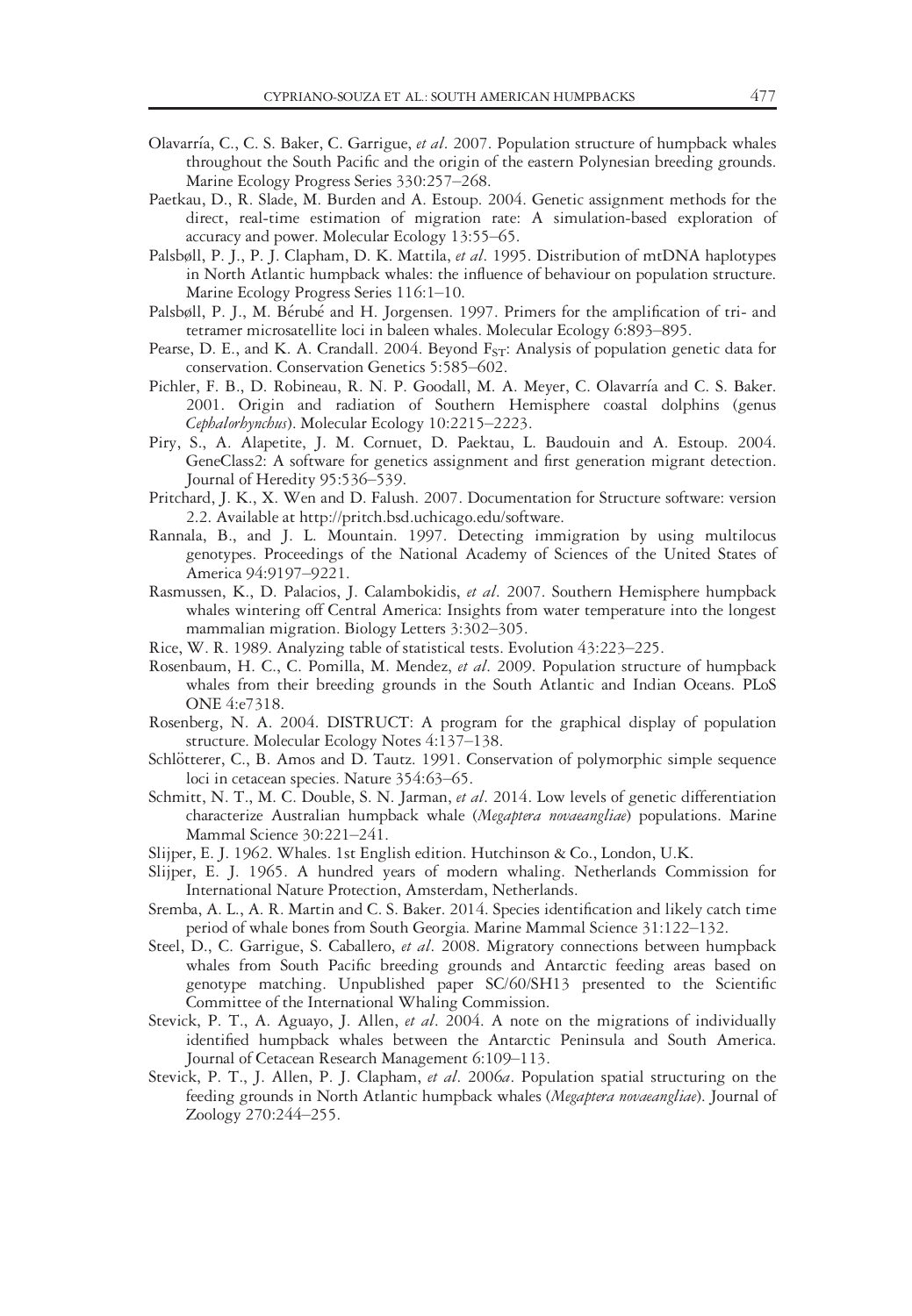Olavarría, C., C. S. Baker, C. Garrigue, *et al*. 2007. Population structure of humpback whales throughout the South Pacific and the origin of the eastern Polynesian breeding grounds. Marine Ecology Progress Series 330:257–268.

Paetkau, D., R. Slade, M. Burden and A. Estoup. 2004. Genetic assignment methods for the direct, real-time estimation of migration rate: A simulation-based exploration of accuracy and power. Molecular Ecology 13:55–65.

Palsbøll, P. J., P. J. Clapham, D. K. Mattila, *et al*. 1995. Distribution of mtDNA haplotypes in North Atlantic humpback whales: the influence of behaviour on population structure. Marine Ecology Progress Series 116:1–10.

Palsbøll, P. J., M. Bérubé and H. Jorgensen. 1997. Primers for the amplification of tri- and tetramer microsatellite loci in baleen whales. Molecular Ecology 6:893–895.

Pearse, D. E., and K. A. Crandall. 2004. Beyond $F_{ST}$: Analysis of population genetic data for conservation. Conservation Genetics 5:585–602.

Pichler, F. B., D. Robineau, R. N. P. Goodall, M. A. Meyer, C. Olavarría and C. S. Baker. 2001. Origin and radiation of Southern Hemisphere coastal dolphins (genus *Cephalorhynchus*). Molecular Ecology 10:2215–2223.

Piry, S., A. Alapetite, J. M. Cornuet, D. Paektau, L. Baudouin and A. Estoup. 2004. GeneClass2: A software for genetics assignment and first generation migrant detection. Journal of Heredity 95:536–539.

Pritchard, J. K., X. Wen and D. Falush. 2007. Documentation for Structure software: version 2.2. Available at http://pritch.bsd.uchicago.edu/software.

Rannala, B., and J. L. Mountain. 1997. Detecting immigration by using multilocus genotypes. Proceedings of the National Academy of Sciences of the United States of America 94:9197–9221.

Rasmussen, K., D. Palacios, J. Calambokidis, *et al*. 2007. Southern Hemisphere humpback whales wintering off Central America: Insights from water temperature into the longest mammalian migration. Biology Letters 3:302–305.

Rice, W. R. 1989. Analyzing table of statistical tests. Evolution 43:223–225.

Rosenbaum, H. C., C. Pomilla, M. Mendez, *et al*. 2009. Population structure of humpback whales from their breeding grounds in the South Atlantic and Indian Oceans. PLoS ONE 4:e7318.

Rosenberg, N. A. 2004. DISTRUCT: A program for the graphical display of population structure. Molecular Ecology Notes 4:137–138.

Schlötterer, C., B. Amos and D. Tautz. 1991. Conservation of polymorphic simple sequence loci in cetacean species. Nature 354:63–65.

Schmitt, N. T., M. C. Double, S. N. Jarman, *et al*. 2014. Low levels of genetic differentiation characterize Australian humpback whale (*Megaptera novaeangliae*) populations. Marine Mammal Science 30:221–241.

Slijper, E. J. 1962. Whales. 1st English edition. Hutchinson & Co., London, U.K.

Slijper, E. J. 1965. A hundred years of modern whaling. Netherlands Commission for International Nature Protection, Amsterdam, Netherlands.

Sremba, A. L., A. R. Martin and C. S. Baker. 2014. Species identification and likely catch time period of whale bones from South Georgia. Marine Mammal Science 31:122–132.

Steel, D., C. Garrigue, S. Caballero, *et al*. 2008. Migratory connections between humpback whales from South Pacific breeding grounds and Antarctic feeding areas based on genotype matching. Unpublished paper SC/60/SH13 presented to the Scientific Committee of the International Whaling Commission.

Stevick, P. T., A. Aguayo, J. Allen, *et al*. 2004. A note on the migrations of individually identified humpback whales between the Antarctic Peninsula and South America. Journal of Cetacean Research Management 6:109–113.

Stevick, P. T., J. Allen, P. J. Clapham, *et al*. 2006*a*. Population spatial structuring on the feeding grounds in North Atlantic humpback whales (*Megaptera novaeangliae*). Journal of Zoology 270:244–255.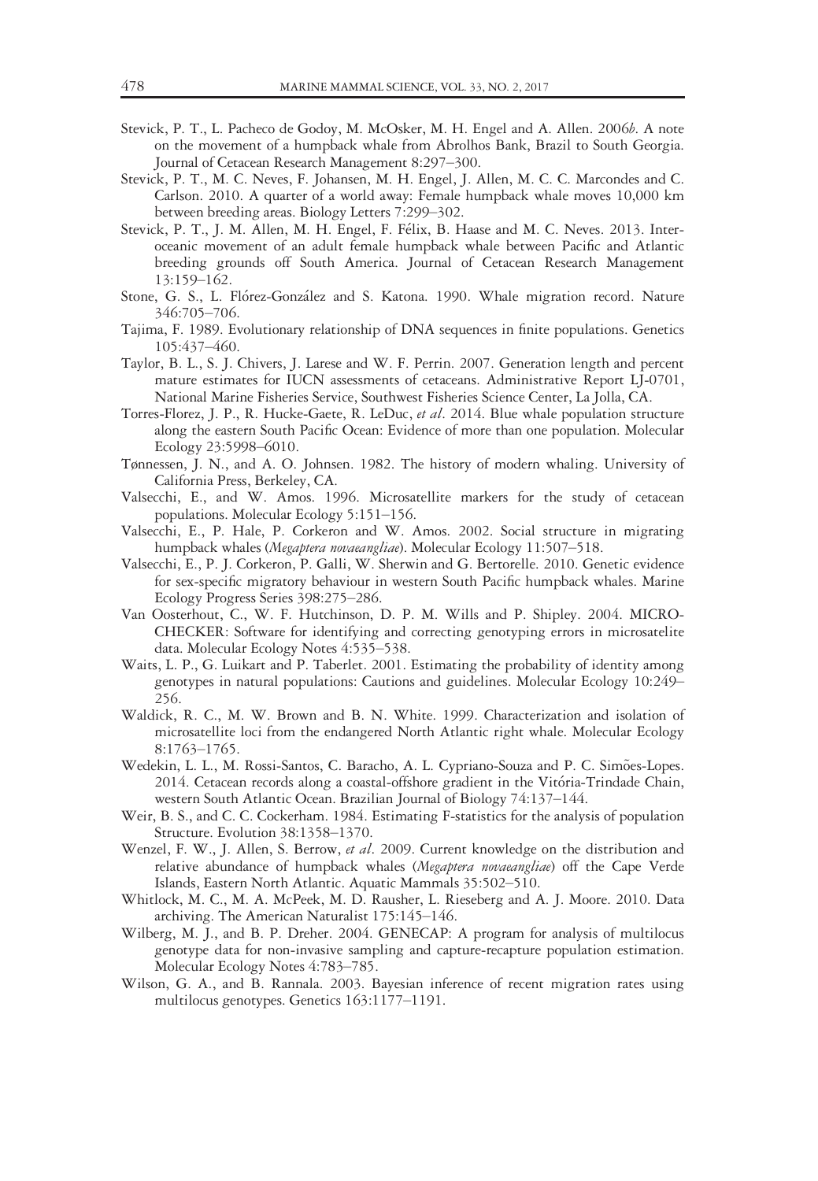Stevick, P. T., L. Pacheco de Godoy, M. McOsker, M. H. Engel and A. Allen. 2006*b*. A note on the movement of a humpback whale from Abrolhos Bank, Brazil to South Georgia. Journal of Cetacean Research Management 8:297–300.

Stevick, P. T., M. C. Neves, F. Johansen, M. H. Engel, J. Allen, M. C. C. Marcondes and C. Carlson. 2010. A quarter of a world away: Female humpback whale moves 10,000 km between breeding areas. Biology Letters 7:299–302.

Stevick, P. T., J. M. Allen, M. H. Engel, F. Félix, B. Haase and M. C. Neves. 2013. Inter-oceanic movement of an adult female humpback whale between Pacific and Atlantic breeding grounds off South America. Journal of Cetacean Research Management 13:159–162.

Stone, G. S., L. Flórez-González and S. Katona. 1990. Whale migration record. Nature 346:705–706.

Tajima, F. 1989. Evolutionary relationship of DNA sequences in finite populations. Genetics 105:437–460.

Taylor, B. L., S. J. Chivers, J. Larese and W. F. Perrin. 2007. Generation length and percent mature estimates for IUCN assessments of cetaceans. Administrative Report LJ-0701, National Marine Fisheries Service, Southwest Fisheries Science Center, La Jolla, CA.

Torres-Florez, J. P., R. Hucke-Gaete, R. LeDuc, *et al*. 2014. Blue whale population structure along the eastern South Pacific Ocean: Evidence of more than one population. Molecular Ecology 23:5998–6010.

Tønnessen, J. N., and A. O. Johnsen. 1982. The history of modern whaling. University of California Press, Berkeley, CA.

Valsecchi, E., and W. Amos. 1996. Microsatellite markers for the study of cetacean populations. Molecular Ecology 5:151–156.

Valsecchi, E., P. Hale, P. Corkeron and W. Amos. 2002. Social structure in migrating humpback whales (*Megaptera novaeangliae*). Molecular Ecology 11:507–518.

Valsecchi, E., P. J. Corkeron, P. Galli, W. Sherwin and G. Bertorelle. 2010. Genetic evidence for sex-specific migratory behaviour in western South Pacific humpback whales. Marine Ecology Progress Series 398:275–286.

Van Oosterhout, C., W. F. Hutchinson, D. P. M. Wills and P. Shipley. 2004. MICRO-CHECKER: Software for identifying and correcting genotyping errors in microsatelite data. Molecular Ecology Notes 4:535–538.

Waits, L. P., G. Luikart and P. Taberlet. 2001. Estimating the probability of identity among genotypes in natural populations: Cautions and guidelines. Molecular Ecology 10:249–256.

Waldick, R. C., M. W. Brown and B. N. White. 1999. Characterization and isolation of microsatellite loci from the endangered North Atlantic right whale. Molecular Ecology 8:1763–1765.

Wedekin, L. L., M. Rossi-Santos, C. Baracho, A. L. Cypriano-Souza and P. C. Simões-Lopes. 2014. Cetacean records along a coastal-offshore gradient in the Vitória-Trindade Chain, western South Atlantic Ocean. Brazilian Journal of Biology 74:137–144.

Weir, B. S., and C. C. Cockerham. 1984. Estimating F-statistics for the analysis of population Structure. Evolution 38:1358–1370.

Wenzel, F. W., J. Allen, S. Berrow, *et al*. 2009. Current knowledge on the distribution and relative abundance of humpback whales (*Megaptera novaeangliae*) off the Cape Verde Islands, Eastern North Atlantic. Aquatic Mammals 35:502–510.

Whitlock, M. C., M. A. McPeek, M. D. Rausher, L. Rieseberg and A. J. Moore. 2010. Data archiving. The American Naturalist 175:145–146.

Wilberg, M. J., and B. P. Dreher. 2004. GENECAP: A program for analysis of multilocus genotype data for non-invasive sampling and capture-recapture population estimation. Molecular Ecology Notes 4:783–785.

Wilson, G. A., and B. Rannala. 2003. Bayesian inference of recent migration rates using multilocus genotypes. Genetics 163:1177–1191.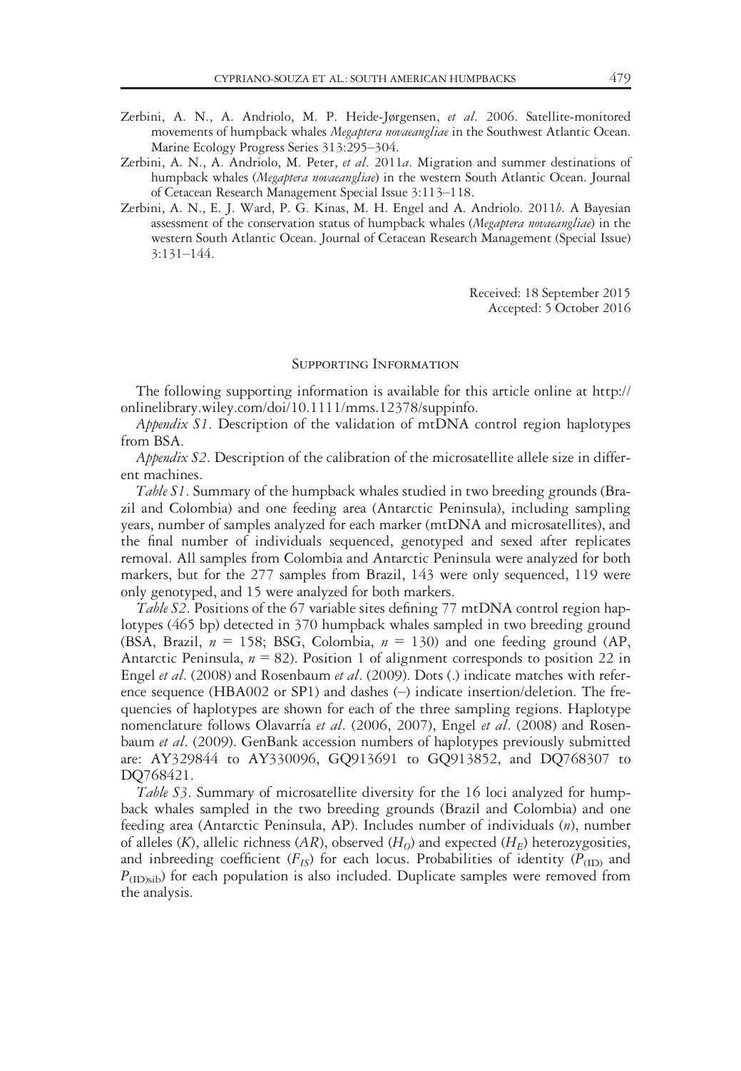Zerbini, A. N., A. Andriolo, M. P. Heide-Jørgensen, *et al*. 2006. Satellite-monitored movements of humpback whales *Megaptera novaeangliae* in the Southwest Atlantic Ocean. Marine Ecology Progress Series 313:295–304.

Zerbini, A. N., A. Andriolo, M. Peter, *et al*. 2011*a*. Migration and summer destinations of humpback whales (*Megaptera novaeangliae*) in the western South Atlantic Ocean. Journal of Cetacean Research Management Special Issue 3:113–118.

Zerbini, A. N., E. J. Ward, P. G. Kinas, M. H. Engel and A. Andriolo. 2011*b*. A Bayesian assessment of the conservation status of humpback whales (*Megaptera novaeangliae*) in the western South Atlantic Ocean. Journal of Cetacean Research Management (Special Issue) 3:131–144.

Received: 18 September 2015
Accepted: 5 October 2016

## Supporting Information

The following supporting information is available for this article online at http://onlinelibrary.wiley.com/doi/10.1111/mms.12378/suppinfo.

*Appendix S1*. Description of the validation of mtDNA control region haplotypes from BSA.

*Appendix S2*. Description of the calibration of the microsatellite allele size in different machines.

*Table S1*. Summary of the humpback whales studied in two breeding grounds (Brazil and Colombia) and one feeding area (Antarctic Peninsula), including sampling years, number of samples analyzed for each marker (mtDNA and microsatellites), and the final number of individuals sequenced, genotyped and sexed after replicates removal. All samples from Colombia and Antarctic Peninsula were analyzed for both markers, but for the 277 samples from Brazil, 143 were only sequenced, 119 were only genotyped, and 15 were analyzed for both markers.

*Table S2*. Positions of the 67 variable sites defining 77 mtDNA control region haplotypes (465 bp) detected in 370 humpback whales sampled in two breeding ground (BSA, Brazil, $n$ = 158; BSG, Colombia, $n$ = 130) and one feeding ground (AP, Antarctic Peninsula, $n$ = 82). Position 1 of alignment corresponds to position 22 in Engel *et al*. (2008) and Rosenbaum *et al*. (2009). Dots (.) indicate matches with reference sequence (HBA002 or SP1) and dashes (–) indicate insertion/deletion. The frequencies of haplotypes are shown for each of the three sampling regions. Haplotype nomenclature follows Olavarría *et al*. (2006, 2007), Engel *et al*. (2008) and Rosenbaum *et al*. (2009). GenBank accession numbers of haplotypes previously submitted are: AY329844 to AY330096, GQ913691 to GQ913852, and DQ768307 to DQ768421.

*Table S3*. Summary of microsatellite diversity for the 16 loci analyzed for humpback whales sampled in the two breeding grounds (Brazil and Colombia) and one feeding area (Antarctic Peninsula, AP). Includes number of individuals ($n$), number of alleles ($K$), allelic richness ($AR$), observed ($H_O$) and expected ($H_E$) heterozygosities, and inbreeding coefficient ($F_{IS}$) for each locus. Probabilities of identity ($P_{(ID)}$ and $P_{(ID)sib}$) for each population is also included. Duplicate samples were removed from the analysis.